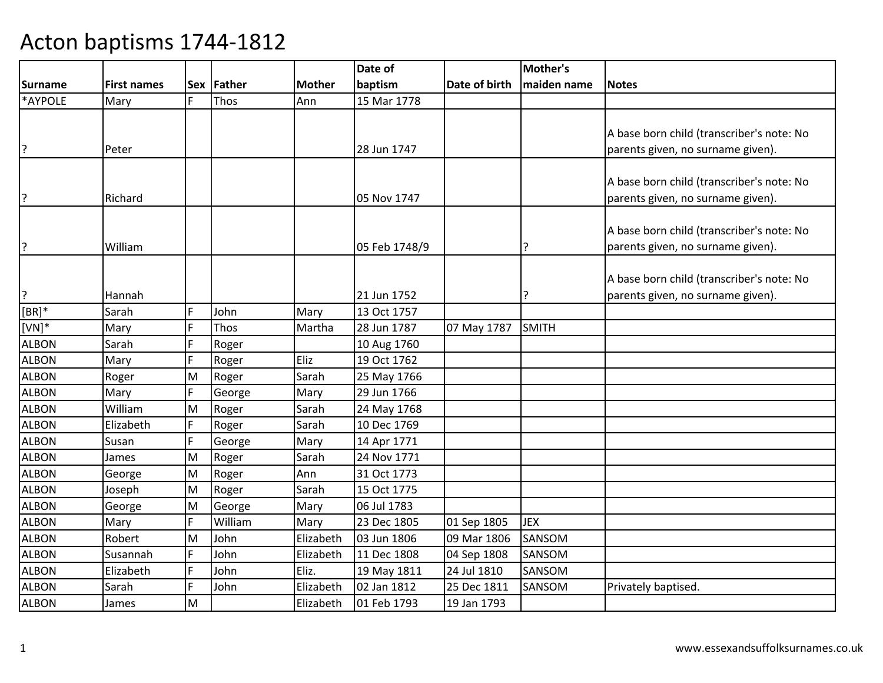# Acton baptisms 1744-1812

| Surname | First names | Sex | Father | Mother | Date of baptism | Date of birth | Mother's maiden name | Notes |
|---|---|---|---|---|---|---|---|---|
| *AYPOLE | Mary | F | Thos | Ann | 15 Mar 1778 | | | |
| ? | Peter | | | | 28 Jun 1747 | | | A base born child (transcriber's note: No parents given, no surname given). |
| ? | Richard | | | | 05 Nov 1747 | | | A base born child (transcriber's note: No parents given, no surname given). |
| ? | William | | | | 05 Feb 1748/9 | | ? | A base born child (transcriber's note: No parents given, no surname given). |
| ? | Hannah | | | | 21 Jun 1752 | | ? | A base born child (transcriber's note: No parents given, no surname given). |
| [BR]* | Sarah | F | John | Mary | 13 Oct 1757 | | | |
| [VN]* | Mary | F | Thos | Martha | 28 Jun 1787 | 07 May 1787 | SMITH | |
| ALBON | Sarah | F | Roger | | 10 Aug 1760 | | | |
| ALBON | Mary | F | Roger | Eliz | 19 Oct 1762 | | | |
| ALBON | Roger | M | Roger | Sarah | 25 May 1766 | | | |
| ALBON | Mary | F | George | Mary | 29 Jun 1766 | | | |
| ALBON | William | M | Roger | Sarah | 24 May 1768 | | | |
| ALBON | Elizabeth | F | Roger | Sarah | 10 Dec 1769 | | | |
| ALBON | Susan | F | George | Mary | 14 Apr 1771 | | | |
| ALBON | James | M | Roger | Sarah | 24 Nov 1771 | | | |
| ALBON | George | M | Roger | Ann | 31 Oct 1773 | | | |
| ALBON | Joseph | M | Roger | Sarah | 15 Oct 1775 | | | |
| ALBON | George | M | George | Mary | 06 Jul 1783 | | | |
| ALBON | Mary | F | William | Mary | 23 Dec 1805 | 01 Sep 1805 | JEX | |
| ALBON | Robert | M | John | Elizabeth | 03 Jun 1806 | 09 Mar 1806 | SANSOM | |
| ALBON | Susannah | F | John | Elizabeth | 11 Dec 1808 | 04 Sep 1808 | SANSOM | |
| ALBON | Elizabeth | F | John | Eliz. | 19 May 1811 | 24 Jul 1810 | SANSOM | |
| ALBON | Sarah | F | John | Elizabeth | 02 Jan 1812 | 25 Dec 1811 | SANSOM | Privately baptised. |
| ALBON | James | M | | Elizabeth | 01 Feb 1793 | 19 Jan 1793 | | |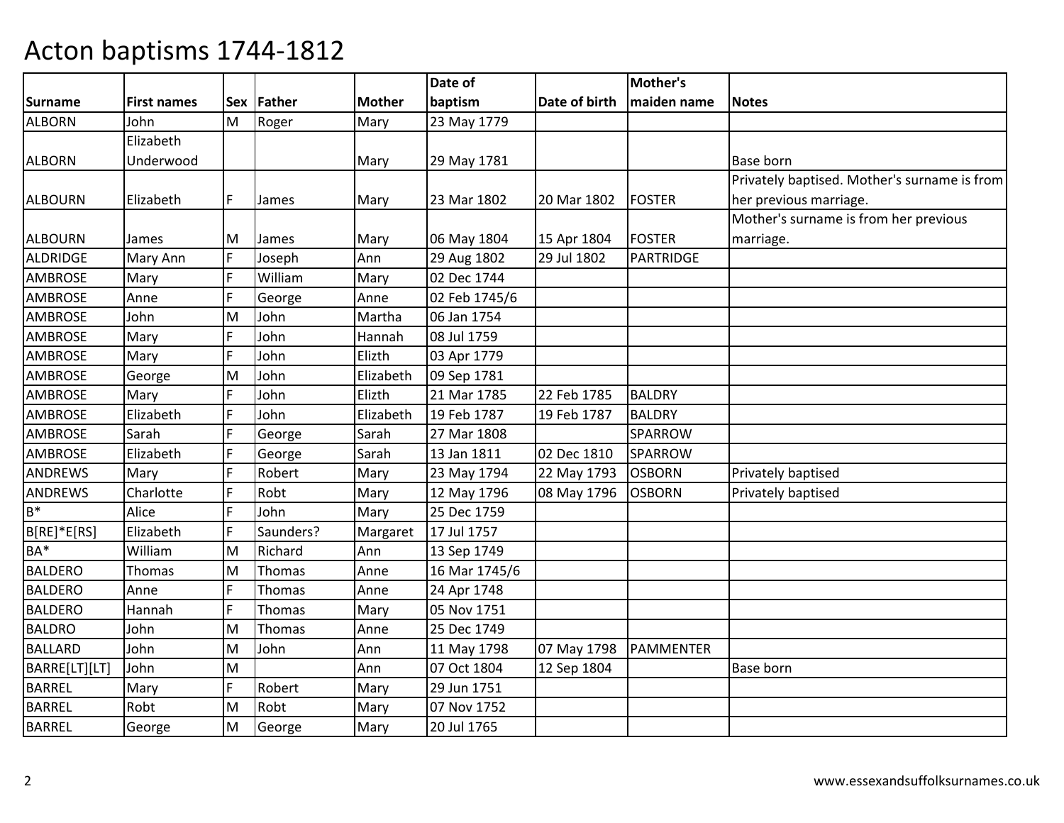# Acton baptisms 1744-1812

| Surname | First names | Sex | Father | Mother | Date of baptism | Date of birth | Mother's maiden name | Notes |
|---|---|---|---|---|---|---|---|---|
| ALBORN | John | M | Roger | Mary | 23 May 1779 | | | |
| ALBORN | Elizabeth Underwood | | | Mary | 29 May 1781 | | | Base born |
| ALBOURN | Elizabeth | F | James | Mary | 23 Mar 1802 | 20 Mar 1802 | FOSTER | Privately baptised. Mother's surname is from her previous marriage. |
| ALBOURN | James | M | James | Mary | 06 May 1804 | 15 Apr 1804 | FOSTER | Mother's surname is from her previous marriage. |
| ALDRIDGE | Mary Ann | F | Joseph | Ann | 29 Aug 1802 | 29 Jul 1802 | PARTRIDGE | |
| AMBROSE | Mary | F | William | Mary | 02 Dec 1744 | | | |
| AMBROSE | Anne | F | George | Anne | 02 Feb 1745/6 | | | |
| AMBROSE | John | M | John | Martha | 06 Jan 1754 | | | |
| AMBROSE | Mary | F | John | Hannah | 08 Jul 1759 | | | |
| AMBROSE | Mary | F | John | Elizth | 03 Apr 1779 | | | |
| AMBROSE | George | M | John | Elizabeth | 09 Sep 1781 | | | |
| AMBROSE | Mary | F | John | Elizth | 21 Mar 1785 | 22 Feb 1785 | BALDRY | |
| AMBROSE | Elizabeth | F | John | Elizabeth | 19 Feb 1787 | 19 Feb 1787 | BALDRY | |
| AMBROSE | Sarah | F | George | Sarah | 27 Mar 1808 | | SPARROW | |
| AMBROSE | Elizabeth | F | George | Sarah | 13 Jan 1811 | 02 Dec 1810 | SPARROW | |
| ANDREWS | Mary | F | Robert | Mary | 23 May 1794 | 22 May 1793 | OSBORN | Privately baptised |
| ANDREWS | Charlotte | F | Robt | Mary | 12 May 1796 | 08 May 1796 | OSBORN | Privately baptised |
| B* | Alice | F | John | Mary | 25 Dec 1759 | | | |
| B[RE]*E[RS] | Elizabeth | F | Saunders? | Margaret | 17 Jul 1757 | | | |
| BA* | William | M | Richard | Ann | 13 Sep 1749 | | | |
| BALDERO | Thomas | M | Thomas | Anne | 16 Mar 1745/6 | | | |
| BALDERO | Anne | F | Thomas | Anne | 24 Apr 1748 | | | |
| BALDERO | Hannah | F | Thomas | Mary | 05 Nov 1751 | | | |
| BALDRO | John | M | Thomas | Anne | 25 Dec 1749 | | | |
| BALLARD | John | M | John | Ann | 11 May 1798 | 07 May 1798 | PAMMENTER | |
| BARRE[LT][LT] | John | M | | Ann | 07 Oct 1804 | 12 Sep 1804 | | Base born |
| BARREL | Mary | F | Robert | Mary | 29 Jun 1751 | | | |
| BARREL | Robt | M | Robt | Mary | 07 Nov 1752 | | | |
| BARREL | George | M | George | Mary | 20 Jul 1765 | | | |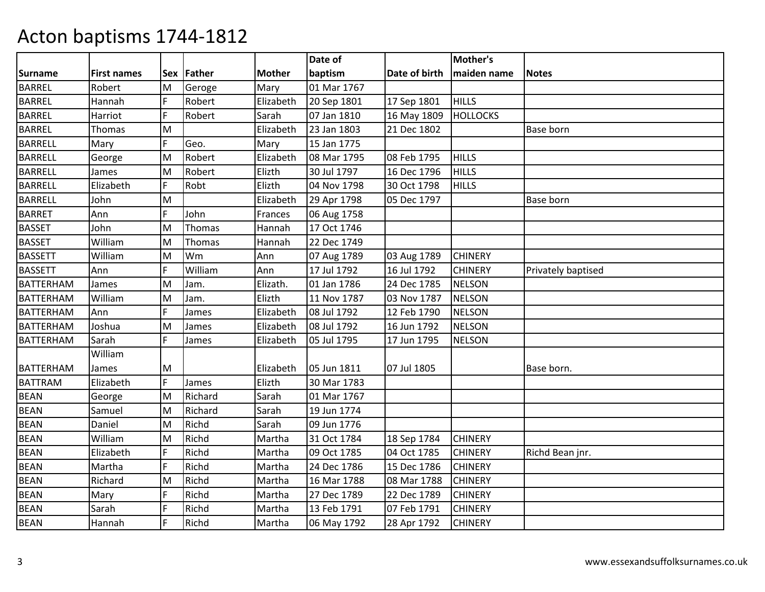# Acton baptisms 1744-1812

| Surname | First names | Sex | Father | Mother | Date of baptism | Date of birth | Mother's maiden name | Notes |
|---|---|---|---|---|---|---|---|---|
| BARREL | Robert | M | Geroge | Mary | 01 Mar 1767 | | | |
| BARREL | Hannah | F | Robert | Elizabeth | 20 Sep 1801 | 17 Sep 1801 | HILLS | |
| BARREL | Harriot | F | Robert | Sarah | 07 Jan 1810 | 16 May 1809 | HOLLOCKS | |
| BARREL | Thomas | M | | Elizabeth | 23 Jan 1803 | 21 Dec 1802 | | Base born |
| BARRELL | Mary | F | Geo. | Mary | 15 Jan 1775 | | | |
| BARRELL | George | M | Robert | Elizabeth | 08 Mar 1795 | 08 Feb 1795 | HILLS | |
| BARRELL | James | M | Robert | Elizth | 30 Jul 1797 | 16 Dec 1796 | HILLS | |
| BARRELL | Elizabeth | F | Robt | Elizth | 04 Nov 1798 | 30 Oct 1798 | HILLS | |
| BARRELL | John | M | | Elizabeth | 29 Apr 1798 | 05 Dec 1797 | | Base born |
| BARRET | Ann | F | John | Frances | 06 Aug 1758 | | | |
| BASSET | John | M | Thomas | Hannah | 17 Oct 1746 | | | |
| BASSET | William | M | Thomas | Hannah | 22 Dec 1749 | | | |
| BASSETT | William | M | Wm | Ann | 07 Aug 1789 | 03 Aug 1789 | CHINERY | |
| BASSETT | Ann | F | William | Ann | 17 Jul 1792 | 16 Jul 1792 | CHINERY | Privately baptised |
| BATTERHAM | James | M | Jam. | Elizath. | 01 Jan 1786 | 24 Dec 1785 | NELSON | |
| BATTERHAM | William | M | Jam. | Elizth | 11 Nov 1787 | 03 Nov 1787 | NELSON | |
| BATTERHAM | Ann | F | James | Elizabeth | 08 Jul 1792 | 12 Feb 1790 | NELSON | |
| BATTERHAM | Joshua | M | James | Elizabeth | 08 Jul 1792 | 16 Jun 1792 | NELSON | |
| BATTERHAM | Sarah | F | James | Elizabeth | 05 Jul 1795 | 17 Jun 1795 | NELSON | |
| BATTERHAM | William James | M | | Elizabeth | 05 Jun 1811 | 07 Jul 1805 | | Base born. |
| BATTRAM | Elizabeth | F | James | Elizth | 30 Mar 1783 | | | |
| BEAN | George | M | Richard | Sarah | 01 Mar 1767 | | | |
| BEAN | Samuel | M | Richard | Sarah | 19 Jun 1774 | | | |
| BEAN | Daniel | M | Richd | Sarah | 09 Jun 1776 | | | |
| BEAN | William | M | Richd | Martha | 31 Oct 1784 | 18 Sep 1784 | CHINERY | |
| BEAN | Elizabeth | F | Richd | Martha | 09 Oct 1785 | 04 Oct 1785 | CHINERY | Richd Bean jnr. |
| BEAN | Martha | F | Richd | Martha | 24 Dec 1786 | 15 Dec 1786 | CHINERY | |
| BEAN | Richard | M | Richd | Martha | 16 Mar 1788 | 08 Mar 1788 | CHINERY | |
| BEAN | Mary | F | Richd | Martha | 27 Dec 1789 | 22 Dec 1789 | CHINERY | |
| BEAN | Sarah | F | Richd | Martha | 13 Feb 1791 | 07 Feb 1791 | CHINERY | |
| BEAN | Hannah | F | Richd | Martha | 06 May 1792 | 28 Apr 1792 | CHINERY | |

www.essexandsuffolksurnames.co.uk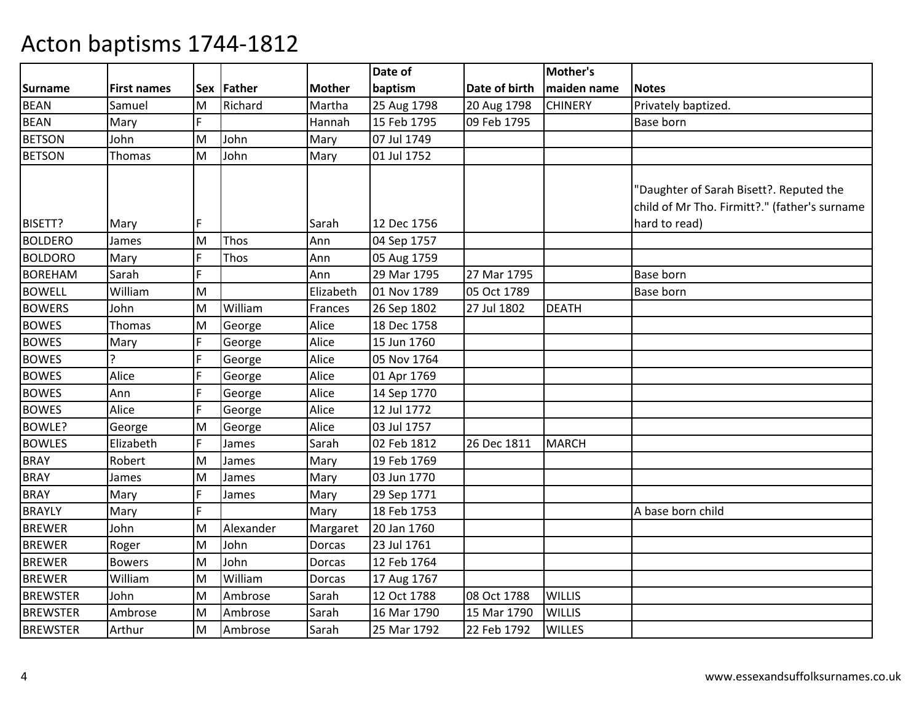# Acton baptisms 1744-1812

| Surname | First names | Sex | Father | Mother | Date of baptism | Date of birth | Mother's maiden name | Notes |
|---|---|---|---|---|---|---|---|---|
| BEAN | Samuel | M | Richard | Martha | 25 Aug 1798 | 20 Aug 1798 | CHINERY | Privately baptized. |
| BEAN | Mary | F | | Hannah | 15 Feb 1795 | 09 Feb 1795 | | Base born |
| BETSON | John | M | John | Mary | 07 Jul 1749 | | | |
| BETSON | Thomas | M | John | Mary | 01 Jul 1752 | | | |
| BISETT? | Mary | F | | Sarah | 12 Dec 1756 | | | "Daughter of Sarah Bisett?. Reputed the child of Mr Tho. Firmitt?." (father's surname hard to read) |
| BOLDERO | James | M | Thos | Ann | 04 Sep 1757 | | | |
| BOLDORO | Mary | F | Thos | Ann | 05 Aug 1759 | | | |
| BOREHAM | Sarah | F | | Ann | 29 Mar 1795 | 27 Mar 1795 | | Base born |
| BOWELL | William | M | | Elizabeth | 01 Nov 1789 | 05 Oct 1789 | | Base born |
| BOWERS | John | M | William | Frances | 26 Sep 1802 | 27 Jul 1802 | DEATH | |
| BOWES | Thomas | M | George | Alice | 18 Dec 1758 | | | |
| BOWES | Mary | F | George | Alice | 15 Jun 1760 | | | |
| BOWES | ? | F | George | Alice | 05 Nov 1764 | | | |
| BOWES | Alice | F | George | Alice | 01 Apr 1769 | | | |
| BOWES | Ann | F | George | Alice | 14 Sep 1770 | | | |
| BOWES | Alice | F | George | Alice | 12 Jul 1772 | | | |
| BOWLE? | George | M | George | Alice | 03 Jul 1757 | | | |
| BOWLES | Elizabeth | F | James | Sarah | 02 Feb 1812 | 26 Dec 1811 | MARCH | |
| BRAY | Robert | M | James | Mary | 19 Feb 1769 | | | |
| BRAY | James | M | James | Mary | 03 Jun 1770 | | | |
| BRAY | Mary | F | James | Mary | 29 Sep 1771 | | | |
| BRAYLY | Mary | F | | Mary | 18 Feb 1753 | | | A base born child |
| BREWER | John | M | Alexander | Margaret | 20 Jan 1760 | | | |
| BREWER | Roger | M | John | Dorcas | 23 Jul 1761 | | | |
| BREWER | Bowers | M | John | Dorcas | 12 Feb 1764 | | | |
| BREWER | William | M | William | Dorcas | 17 Aug 1767 | | | |
| BREWSTER | John | M | Ambrose | Sarah | 12 Oct 1788 | 08 Oct 1788 | WILLIS | |
| BREWSTER | Ambrose | M | Ambrose | Sarah | 16 Mar 1790 | 15 Mar 1790 | WILLIS | |
| BREWSTER | Arthur | M | Ambrose | Sarah | 25 Mar 1792 | 22 Feb 1792 | WILLES | |

www.essexandsuffolksurnames.co.uk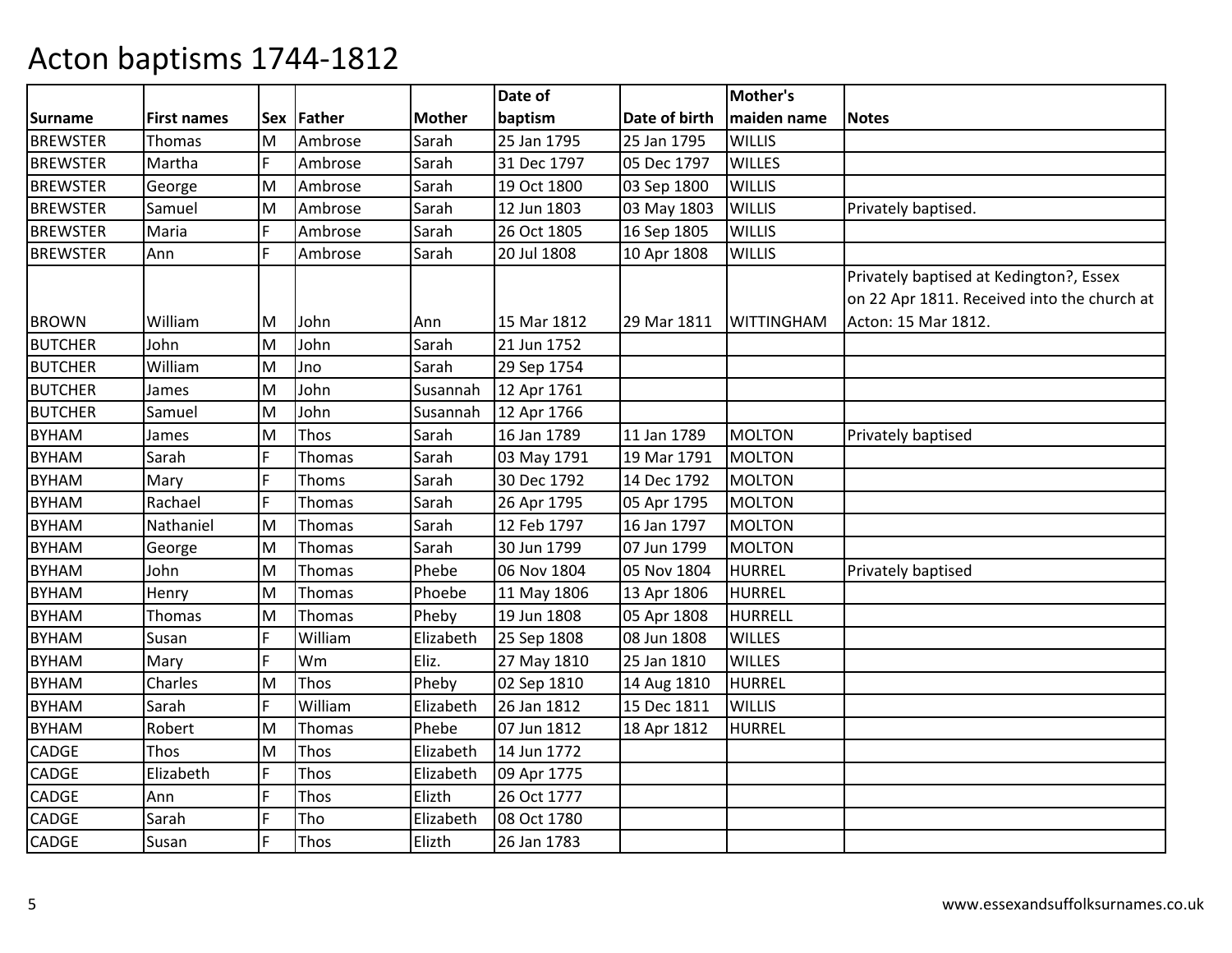# Acton baptisms 1744-1812

| Surname | First names | Sex | Father | Mother | Date of baptism | Date of birth | Mother's maiden name | Notes |
|---|---|---|---|---|---|---|---|---|
| BREWSTER | Thomas | M | Ambrose | Sarah | 25 Jan 1795 | 25 Jan 1795 | WILLIS | |
| BREWSTER | Martha | F | Ambrose | Sarah | 31 Dec 1797 | 05 Dec 1797 | WILLES | |
| BREWSTER | George | M | Ambrose | Sarah | 19 Oct 1800 | 03 Sep 1800 | WILLIS | |
| BREWSTER | Samuel | M | Ambrose | Sarah | 12 Jun 1803 | 03 May 1803 | WILLIS | Privately baptised. |
| BREWSTER | Maria | F | Ambrose | Sarah | 26 Oct 1805 | 16 Sep 1805 | WILLIS | |
| BREWSTER | Ann | F | Ambrose | Sarah | 20 Jul 1808 | 10 Apr 1808 | WILLIS | |
| BROWN | William | M | John | Ann | 15 Mar 1812 | 29 Mar 1811 | WITTINGHAM | Privately baptised at Kedington?, Essex on 22 Apr 1811. Received into the church at Acton: 15 Mar 1812. |
| BUTCHER | John | M | John | Sarah | 21 Jun 1752 | | | |
| BUTCHER | William | M | Jno | Sarah | 29 Sep 1754 | | | |
| BUTCHER | James | M | John | Susannah | 12 Apr 1761 | | | |
| BUTCHER | Samuel | M | John | Susannah | 12 Apr 1766 | | | |
| BYHAM | James | M | Thos | Sarah | 16 Jan 1789 | 11 Jan 1789 | MOLTON | Privately baptised |
| BYHAM | Sarah | F | Thomas | Sarah | 03 May 1791 | 19 Mar 1791 | MOLTON | |
| BYHAM | Mary | F | Thoms | Sarah | 30 Dec 1792 | 14 Dec 1792 | MOLTON | |
| BYHAM | Rachael | F | Thomas | Sarah | 26 Apr 1795 | 05 Apr 1795 | MOLTON | |
| BYHAM | Nathaniel | M | Thomas | Sarah | 12 Feb 1797 | 16 Jan 1797 | MOLTON | |
| BYHAM | George | M | Thomas | Sarah | 30 Jun 1799 | 07 Jun 1799 | MOLTON | |
| BYHAM | John | M | Thomas | Phebe | 06 Nov 1804 | 05 Nov 1804 | HURREL | Privately baptised |
| BYHAM | Henry | M | Thomas | Phoebe | 11 May 1806 | 13 Apr 1806 | HURREL | |
| BYHAM | Thomas | M | Thomas | Pheby | 19 Jun 1808 | 05 Apr 1808 | HURRELL | |
| BYHAM | Susan | F | William | Elizabeth | 25 Sep 1808 | 08 Jun 1808 | WILLES | |
| BYHAM | Mary | F | Wm | Eliz. | 27 May 1810 | 25 Jan 1810 | WILLES | |
| BYHAM | Charles | M | Thos | Pheby | 02 Sep 1810 | 14 Aug 1810 | HURREL | |
| BYHAM | Sarah | F | William | Elizabeth | 26 Jan 1812 | 15 Dec 1811 | WILLIS | |
| BYHAM | Robert | M | Thomas | Phebe | 07 Jun 1812 | 18 Apr 1812 | HURREL | |
| CADGE | Thos | M | Thos | Elizabeth | 14 Jun 1772 | | | |
| CADGE | Elizabeth | F | Thos | Elizabeth | 09 Apr 1775 | | | |
| CADGE | Ann | F | Thos | Elizth | 26 Oct 1777 | | | |
| CADGE | Sarah | F | Tho | Elizabeth | 08 Oct 1780 | | | |
| CADGE | Susan | F | Thos | Elizth | 26 Jan 1783 | | | |

www.essexandsuffolksurnames.co.uk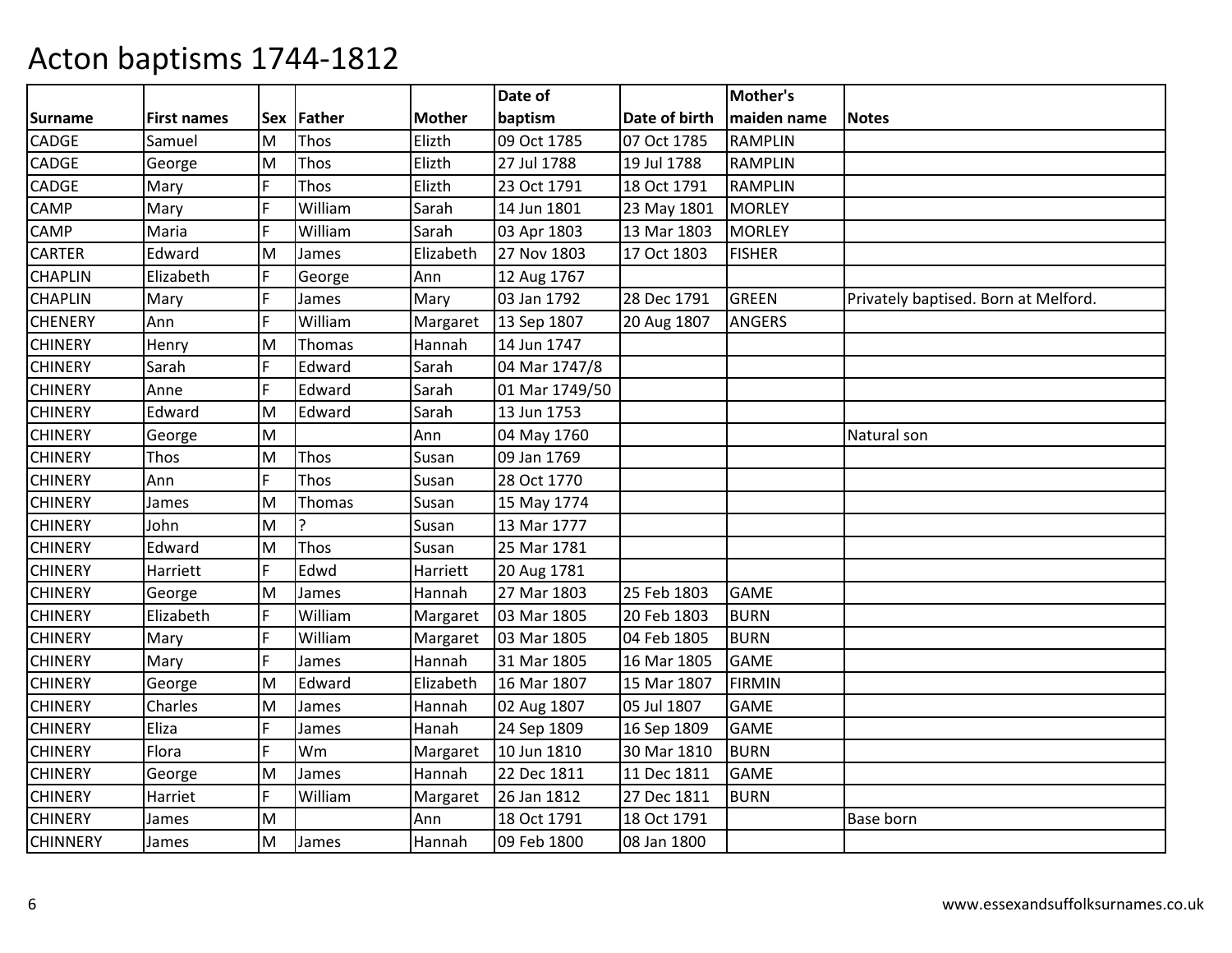# Acton baptisms 1744-1812

| Surname | First names | Sex | Father | Mother | Date of baptism | Date of birth | Mother's maiden name | Notes |
|---|---|---|---|---|---|---|---|---|
| CADGE | Samuel | M | Thos | Elizth | 09 Oct 1785 | 07 Oct 1785 | RAMPLIN | |
| CADGE | George | M | Thos | Elizth | 27 Jul 1788 | 19 Jul 1788 | RAMPLIN | |
| CADGE | Mary | F | Thos | Elizth | 23 Oct 1791 | 18 Oct 1791 | RAMPLIN | |
| CAMP | Mary | F | William | Sarah | 14 Jun 1801 | 23 May 1801 | MORLEY | |
| CAMP | Maria | F | William | Sarah | 03 Apr 1803 | 13 Mar 1803 | MORLEY | |
| CARTER | Edward | M | James | Elizabeth | 27 Nov 1803 | 17 Oct 1803 | FISHER | |
| CHAPLIN | Elizabeth | F | George | Ann | 12 Aug 1767 | | | |
| CHAPLIN | Mary | F | James | Mary | 03 Jan 1792 | 28 Dec 1791 | GREEN | Privately baptised. Born at Melford. |
| CHENERY | Ann | F | William | Margaret | 13 Sep 1807 | 20 Aug 1807 | ANGERS | |
| CHINERY | Henry | M | Thomas | Hannah | 14 Jun 1747 | | | |
| CHINERY | Sarah | F | Edward | Sarah | 04 Mar 1747/8 | | | |
| CHINERY | Anne | F | Edward | Sarah | 01 Mar 1749/50 | | | |
| CHINERY | Edward | M | Edward | Sarah | 13 Jun 1753 | | | |
| CHINERY | George | M | | Ann | 04 May 1760 | | | Natural son |
| CHINERY | Thos | M | Thos | Susan | 09 Jan 1769 | | | |
| CHINERY | Ann | F | Thos | Susan | 28 Oct 1770 | | | |
| CHINERY | James | M | Thomas | Susan | 15 May 1774 | | | |
| CHINERY | John | M | ? | Susan | 13 Mar 1777 | | | |
| CHINERY | Edward | M | Thos | Susan | 25 Mar 1781 | | | |
| CHINERY | Harriett | F | Edwd | Harriett | 20 Aug 1781 | | | |
| CHINERY | George | M | James | Hannah | 27 Mar 1803 | 25 Feb 1803 | GAME | |
| CHINERY | Elizabeth | F | William | Margaret | 03 Mar 1805 | 20 Feb 1803 | BURN | |
| CHINERY | Mary | F | William | Margaret | 03 Mar 1805 | 04 Feb 1805 | BURN | |
| CHINERY | Mary | F | James | Hannah | 31 Mar 1805 | 16 Mar 1805 | GAME | |
| CHINERY | George | M | Edward | Elizabeth | 16 Mar 1807 | 15 Mar 1807 | FIRMIN | |
| CHINERY | Charles | M | James | Hannah | 02 Aug 1807 | 05 Jul 1807 | GAME | |
| CHINERY | Eliza | F | James | Hanah | 24 Sep 1809 | 16 Sep 1809 | GAME | |
| CHINERY | Flora | F | Wm | Margaret | 10 Jun 1810 | 30 Mar 1810 | BURN | |
| CHINERY | George | M | James | Hannah | 22 Dec 1811 | 11 Dec 1811 | GAME | |
| CHINERY | Harriet | F | William | Margaret | 26 Jan 1812 | 27 Dec 1811 | BURN | |
| CHINERY | James | M | | Ann | 18 Oct 1791 | 18 Oct 1791 | | Base born |
| CHINNERY | James | M | James | Hannah | 09 Feb 1800 | 08 Jan 1800 | | |

www.essexandsuffolksurnames.co.uk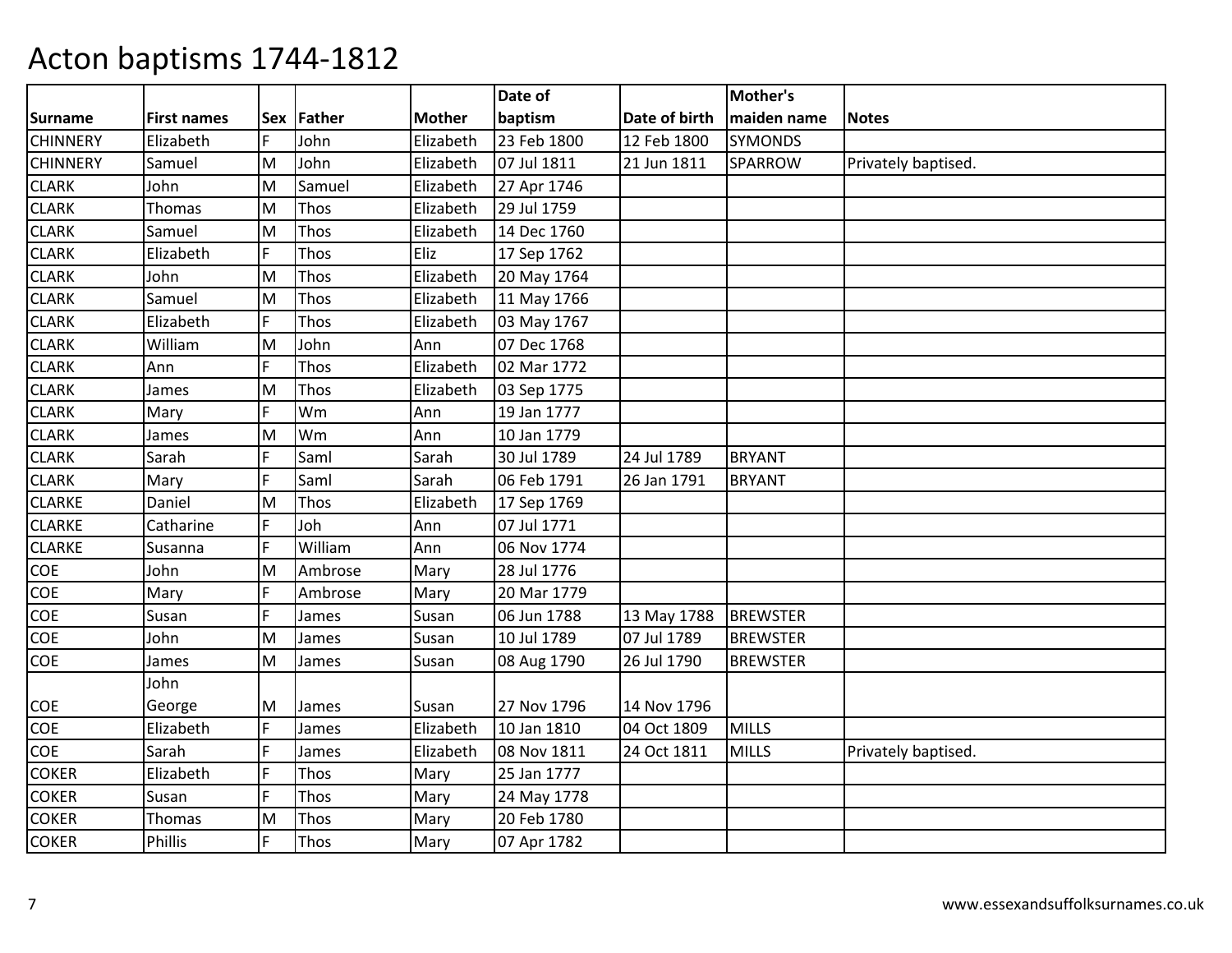# Acton baptisms 1744-1812

| Surname | First names | Sex | Father | Mother | Date of baptism | Date of birth | Mother's maiden name | Notes |
|---|---|---|---|---|---|---|---|---|
| CHINNERY | Elizabeth | F | John | Elizabeth | 23 Feb 1800 | 12 Feb 1800 | SYMONDS | |
| CHINNERY | Samuel | M | John | Elizabeth | 07 Jul 1811 | 21 Jun 1811 | SPARROW | Privately baptised. |
| CLARK | John | M | Samuel | Elizabeth | 27 Apr 1746 | | | |
| CLARK | Thomas | M | Thos | Elizabeth | 29 Jul 1759 | | | |
| CLARK | Samuel | M | Thos | Elizabeth | 14 Dec 1760 | | | |
| CLARK | Elizabeth | F | Thos | Eliz | 17 Sep 1762 | | | |
| CLARK | John | M | Thos | Elizabeth | 20 May 1764 | | | |
| CLARK | Samuel | M | Thos | Elizabeth | 11 May 1766 | | | |
| CLARK | Elizabeth | F | Thos | Elizabeth | 03 May 1767 | | | |
| CLARK | William | M | John | Ann | 07 Dec 1768 | | | |
| CLARK | Ann | F | Thos | Elizabeth | 02 Mar 1772 | | | |
| CLARK | James | M | Thos | Elizabeth | 03 Sep 1775 | | | |
| CLARK | Mary | F | Wm | Ann | 19 Jan 1777 | | | |
| CLARK | James | M | Wm | Ann | 10 Jan 1779 | | | |
| CLARK | Sarah | F | Saml | Sarah | 30 Jul 1789 | 24 Jul 1789 | BRYANT | |
| CLARK | Mary | F | Saml | Sarah | 06 Feb 1791 | 26 Jan 1791 | BRYANT | |
| CLARKE | Daniel | M | Thos | Elizabeth | 17 Sep 1769 | | | |
| CLARKE | Catharine | F | Joh | Ann | 07 Jul 1771 | | | |
| CLARKE | Susanna | F | William | Ann | 06 Nov 1774 | | | |
| COE | John | M | Ambrose | Mary | 28 Jul 1776 | | | |
| COE | Mary | F | Ambrose | Mary | 20 Mar 1779 | | | |
| COE | Susan | F | James | Susan | 06 Jun 1788 | 13 May 1788 | BREWSTER | |
| COE | John | M | James | Susan | 10 Jul 1789 | 07 Jul 1789 | BREWSTER | |
| COE | James | M | James | Susan | 08 Aug 1790 | 26 Jul 1790 | BREWSTER | |
| COE | John George | M | James | Susan | 27 Nov 1796 | 14 Nov 1796 | | |
| COE | Elizabeth | F | James | Elizabeth | 10 Jan 1810 | 04 Oct 1809 | MILLS | |
| COE | Sarah | F | James | Elizabeth | 08 Nov 1811 | 24 Oct 1811 | MILLS | Privately baptised. |
| COKER | Elizabeth | F | Thos | Mary | 25 Jan 1777 | | | |
| COKER | Susan | F | Thos | Mary | 24 May 1778 | | | |
| COKER | Thomas | M | Thos | Mary | 20 Feb 1780 | | | |
| COKER | Phillis | F | Thos | Mary | 07 Apr 1782 | | | |

www.essexandsuffolksurnames.co.uk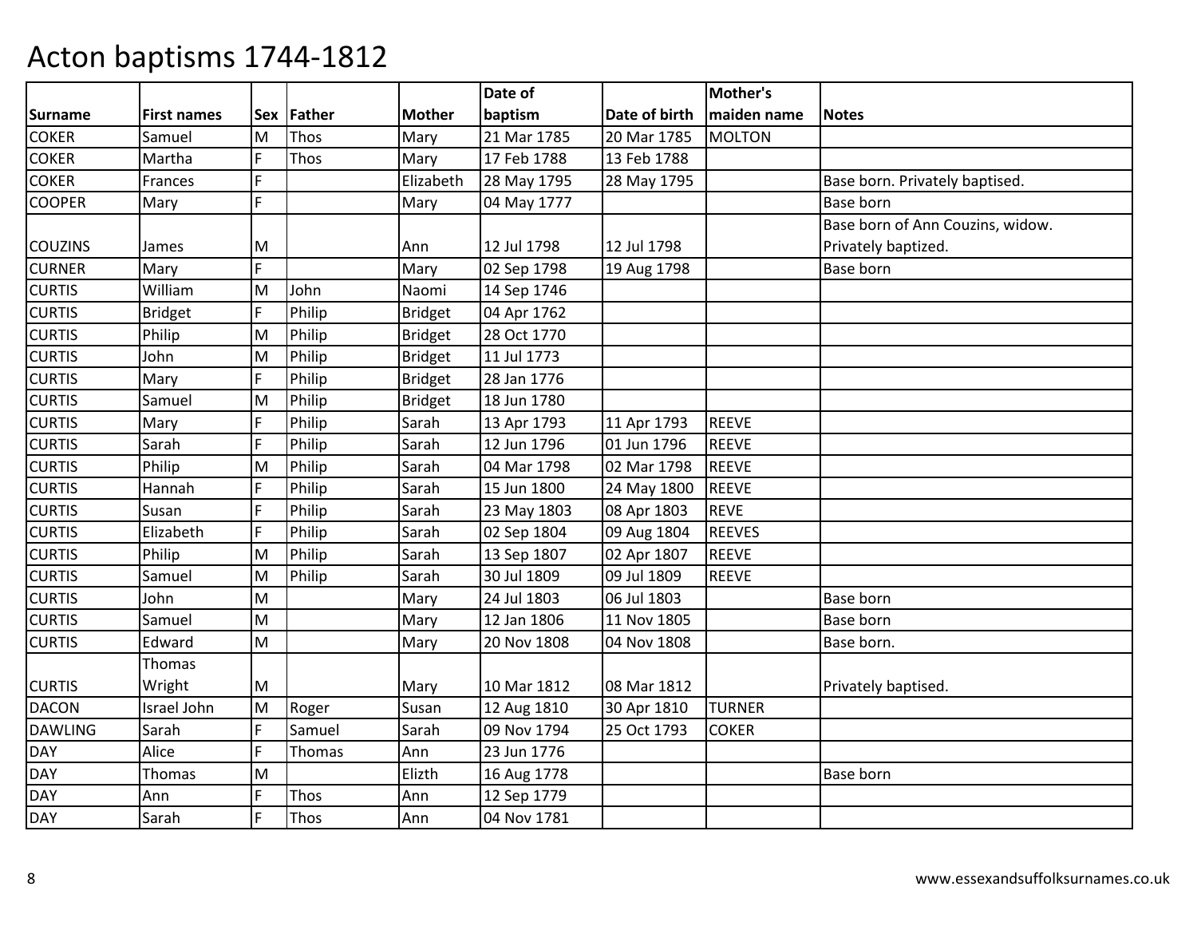# Acton baptisms 1744-1812

| Surname | First names | Sex | Father | Mother | Date of baptism | Date of birth | Mother's maiden name | Notes |
|---|---|---|---|---|---|---|---|---|
| COKER | Samuel | M | Thos | Mary | 21 Mar 1785 | 20 Mar 1785 | MOLTON | |
| COKER | Martha | F | Thos | Mary | 17 Feb 1788 | 13 Feb 1788 | | |
| COKER | Frances | F | | Elizabeth | 28 May 1795 | 28 May 1795 | | Base born. Privately baptised. |
| COOPER | Mary | F | | Mary | 04 May 1777 | | | Base born |
| COUZINS | James | M | | Ann | 12 Jul 1798 | 12 Jul 1798 | | Base born of Ann Couzins, widow. Privately baptized. |
| CURNER | Mary | F | | Mary | 02 Sep 1798 | 19 Aug 1798 | | Base born |
| CURTIS | William | M | John | Naomi | 14 Sep 1746 | | | |
| CURTIS | Bridget | F | Philip | Bridget | 04 Apr 1762 | | | |
| CURTIS | Philip | M | Philip | Bridget | 28 Oct 1770 | | | |
| CURTIS | John | M | Philip | Bridget | 11 Jul 1773 | | | |
| CURTIS | Mary | F | Philip | Bridget | 28 Jan 1776 | | | |
| CURTIS | Samuel | M | Philip | Bridget | 18 Jun 1780 | | | |
| CURTIS | Mary | F | Philip | Sarah | 13 Apr 1793 | 11 Apr 1793 | REEVE | |
| CURTIS | Sarah | F | Philip | Sarah | 12 Jun 1796 | 01 Jun 1796 | REEVE | |
| CURTIS | Philip | M | Philip | Sarah | 04 Mar 1798 | 02 Mar 1798 | REEVE | |
| CURTIS | Hannah | F | Philip | Sarah | 15 Jun 1800 | 24 May 1800 | REEVE | |
| CURTIS | Susan | F | Philip | Sarah | 23 May 1803 | 08 Apr 1803 | REVE | |
| CURTIS | Elizabeth | F | Philip | Sarah | 02 Sep 1804 | 09 Aug 1804 | REEVES | |
| CURTIS | Philip | M | Philip | Sarah | 13 Sep 1807 | 02 Apr 1807 | REEVE | |
| CURTIS | Samuel | M | Philip | Sarah | 30 Jul 1809 | 09 Jul 1809 | REEVE | |
| CURTIS | John | M | | Mary | 24 Jul 1803 | 06 Jul 1803 | | Base born |
| CURTIS | Samuel | M | | Mary | 12 Jan 1806 | 11 Nov 1805 | | Base born |
| CURTIS | Edward | M | | Mary | 20 Nov 1808 | 04 Nov 1808 | | Base born. |
| CURTIS | Thomas Wright | M | | Mary | 10 Mar 1812 | 08 Mar 1812 | | Privately baptised. |
| DACON | Israel John | M | Roger | Susan | 12 Aug 1810 | 30 Apr 1810 | TURNER | |
| DAWLING | Sarah | F | Samuel | Sarah | 09 Nov 1794 | 25 Oct 1793 | COKER | |
| DAY | Alice | F | Thomas | Ann | 23 Jun 1776 | | | |
| DAY | Thomas | M | | Elizth | 16 Aug 1778 | | | Base born |
| DAY | Ann | F | Thos | Ann | 12 Sep 1779 | | | |
| DAY | Sarah | F | Thos | Ann | 04 Nov 1781 | | | |

www.essexandsuffolksurnames.co.uk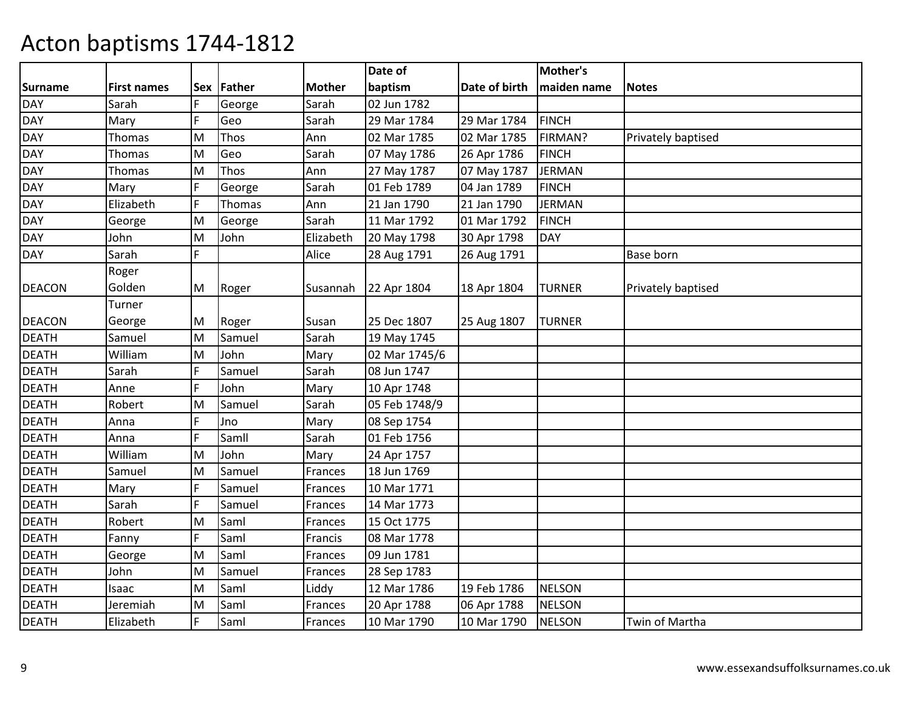# Acton baptisms 1744-1812

| Surname | First names | Sex | Father | Mother | Date of baptism | Date of birth | Mother's maiden name | Notes |
|---|---|---|---|---|---|---|---|---|
| DAY | Sarah | F | George | Sarah | 02 Jun 1782 | | | |
| DAY | Mary | F | Geo | Sarah | 29 Mar 1784 | 29 Mar 1784 | FINCH | |
| DAY | Thomas | M | Thos | Ann | 02 Mar 1785 | 02 Mar 1785 | FIRMAN? | Privately baptised |
| DAY | Thomas | M | Geo | Sarah | 07 May 1786 | 26 Apr 1786 | FINCH | |
| DAY | Thomas | M | Thos | Ann | 27 May 1787 | 07 May 1787 | JERMAN | |
| DAY | Mary | F | George | Sarah | 01 Feb 1789 | 04 Jan 1789 | FINCH | |
| DAY | Elizabeth | F | Thomas | Ann | 21 Jan 1790 | 21 Jan 1790 | JERMAN | |
| DAY | George | M | George | Sarah | 11 Mar 1792 | 01 Mar 1792 | FINCH | |
| DAY | John | M | John | Elizabeth | 20 May 1798 | 30 Apr 1798 | DAY | |
| DAY | Sarah | F | | Alice | 28 Aug 1791 | 26 Aug 1791 | | Base born |
| DEACON | Roger Golden | M | Roger | Susannah | 22 Apr 1804 | 18 Apr 1804 | TURNER | Privately baptised |
| DEACON | Turner George | M | Roger | Susan | 25 Dec 1807 | 25 Aug 1807 | TURNER | |
| DEATH | Samuel | M | Samuel | Sarah | 19 May 1745 | | | |
| DEATH | William | M | John | Mary | 02 Mar 1745/6 | | | |
| DEATH | Sarah | F | Samuel | Sarah | 08 Jun 1747 | | | |
| DEATH | Anne | F | John | Mary | 10 Apr 1748 | | | |
| DEATH | Robert | M | Samuel | Sarah | 05 Feb 1748/9 | | | |
| DEATH | Anna | F | Jno | Mary | 08 Sep 1754 | | | |
| DEATH | Anna | F | Samll | Sarah | 01 Feb 1756 | | | |
| DEATH | William | M | John | Mary | 24 Apr 1757 | | | |
| DEATH | Samuel | M | Samuel | Frances | 18 Jun 1769 | | | |
| DEATH | Mary | F | Samuel | Frances | 10 Mar 1771 | | | |
| DEATH | Sarah | F | Samuel | Frances | 14 Mar 1773 | | | |
| DEATH | Robert | M | Saml | Frances | 15 Oct 1775 | | | |
| DEATH | Fanny | F | Saml | Francis | 08 Mar 1778 | | | |
| DEATH | George | M | Saml | Frances | 09 Jun 1781 | | | |
| DEATH | John | M | Samuel | Frances | 28 Sep 1783 | | | |
| DEATH | Isaac | M | Saml | Liddy | 12 Mar 1786 | 19 Feb 1786 | NELSON | |
| DEATH | Jeremiah | M | Saml | Frances | 20 Apr 1788 | 06 Apr 1788 | NELSON | |
| DEATH | Elizabeth | F | Saml | Frances | 10 Mar 1790 | 10 Mar 1790 | NELSON | Twin of Martha |

www.essexandsuffolksurnames.co.uk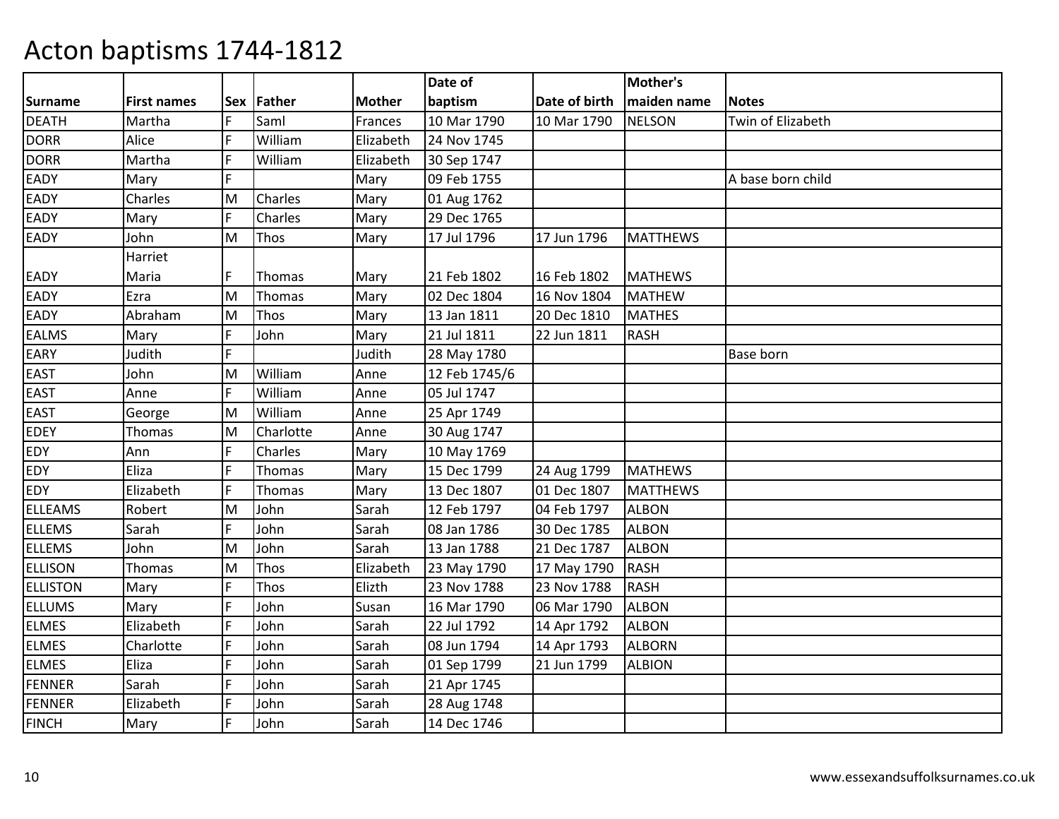# Acton baptisms 1744-1812

| Surname | First names | Sex | Father | Mother | Date of baptism | Date of birth | Mother's maiden name | Notes |
|---|---|---|---|---|---|---|---|---|
| DEATH | Martha | F | Saml | Frances | 10 Mar 1790 | 10 Mar 1790 | NELSON | Twin of Elizabeth |
| DORR | Alice | F | William | Elizabeth | 24 Nov 1745 | | | |
| DORR | Martha | F | William | Elizabeth | 30 Sep 1747 | | | |
| EADY | Mary | F | | Mary | 09 Feb 1755 | | | A base born child |
| EADY | Charles | M | Charles | Mary | 01 Aug 1762 | | | |
| EADY | Mary | F | Charles | Mary | 29 Dec 1765 | | | |
| EADY | John | M | Thos | Mary | 17 Jul 1796 | 17 Jun 1796 | MATTHEWS | |
| EADY | Harriet Maria | F | Thomas | Mary | 21 Feb 1802 | 16 Feb 1802 | MATHEWS | |
| EADY | Ezra | M | Thomas | Mary | 02 Dec 1804 | 16 Nov 1804 | MATHEW | |
| EADY | Abraham | M | Thos | Mary | 13 Jan 1811 | 20 Dec 1810 | MATHES | |
| EALMS | Mary | F | John | Mary | 21 Jul 1811 | 22 Jun 1811 | RASH | |
| EARY | Judith | F | | Judith | 28 May 1780 | | | Base born |
| EAST | John | M | William | Anne | 12 Feb 1745/6 | | | |
| EAST | Anne | F | William | Anne | 05 Jul 1747 | | | |
| EAST | George | M | William | Anne | 25 Apr 1749 | | | |
| EDEY | Thomas | M | Charlotte | Anne | 30 Aug 1747 | | | |
| EDY | Ann | F | Charles | Mary | 10 May 1769 | | | |
| EDY | Eliza | F | Thomas | Mary | 15 Dec 1799 | 24 Aug 1799 | MATHEWS | |
| EDY | Elizabeth | F | Thomas | Mary | 13 Dec 1807 | 01 Dec 1807 | MATTHEWS | |
| ELLEAMS | Robert | M | John | Sarah | 12 Feb 1797 | 04 Feb 1797 | ALBON | |
| ELLEMS | Sarah | F | John | Sarah | 08 Jan 1786 | 30 Dec 1785 | ALBON | |
| ELLEMS | John | M | John | Sarah | 13 Jan 1788 | 21 Dec 1787 | ALBON | |
| ELLISON | Thomas | M | Thos | Elizabeth | 23 May 1790 | 17 May 1790 | RASH | |
| ELLISTON | Mary | F | Thos | Elizth | 23 Nov 1788 | 23 Nov 1788 | RASH | |
| ELLUMS | Mary | F | John | Susan | 16 Mar 1790 | 06 Mar 1790 | ALBON | |
| ELMES | Elizabeth | F | John | Sarah | 22 Jul 1792 | 14 Apr 1792 | ALBON | |
| ELMES | Charlotte | F | John | Sarah | 08 Jun 1794 | 14 Apr 1793 | ALBORN | |
| ELMES | Eliza | F | John | Sarah | 01 Sep 1799 | 21 Jun 1799 | ALBION | |
| FENNER | Sarah | F | John | Sarah | 21 Apr 1745 | | | |
| FENNER | Elizabeth | F | John | Sarah | 28 Aug 1748 | | | |
| FINCH | Mary | F | John | Sarah | 14 Dec 1746 | | | |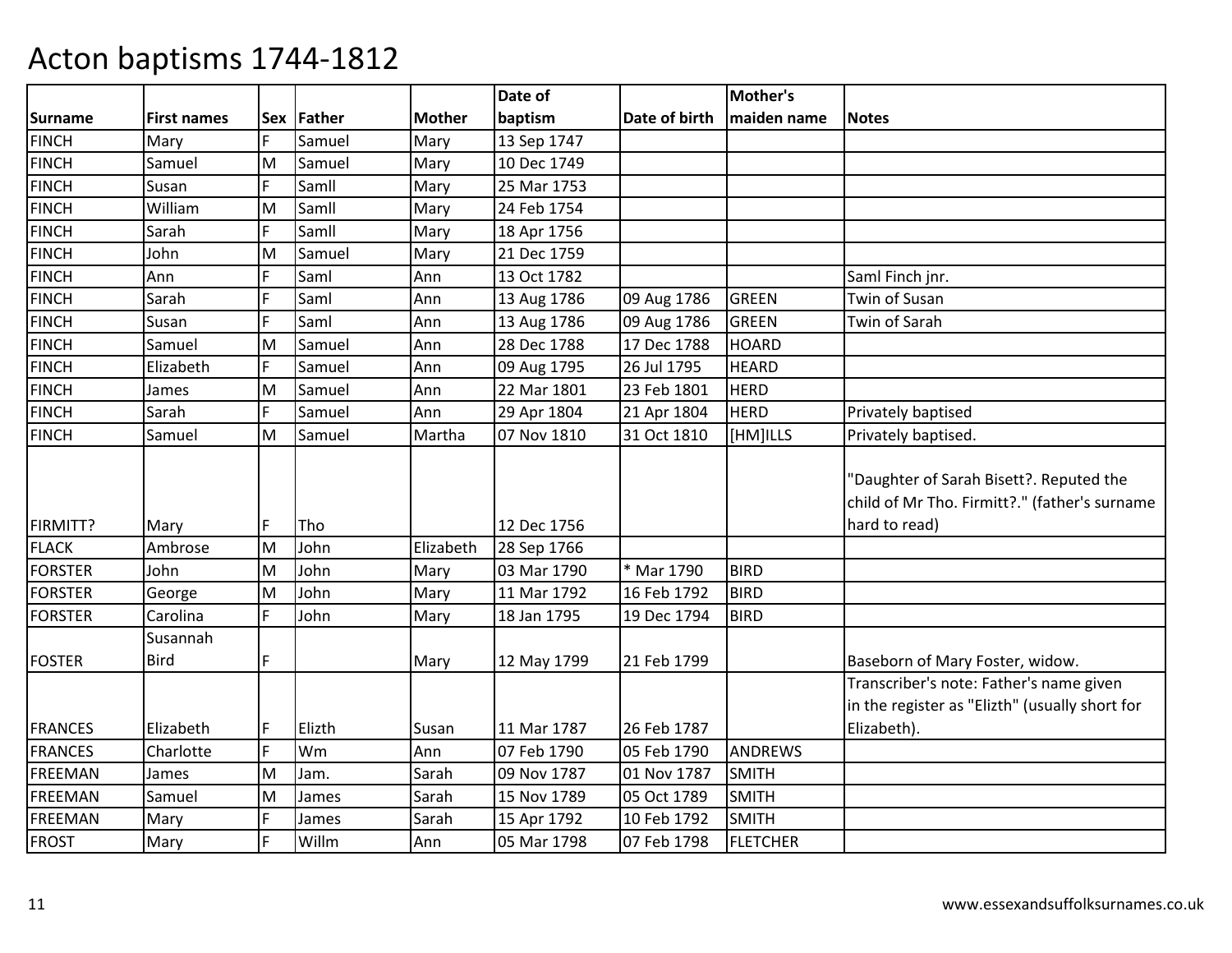# Acton baptisms 1744-1812

| Surname | First names | Sex | Father | Mother | Date of baptism | Date of birth | Mother's maiden name | Notes |
|---|---|---|---|---|---|---|---|---|
| FINCH | Mary | F | Samuel | Mary | 13 Sep 1747 | | | |
| FINCH | Samuel | M | Samuel | Mary | 10 Dec 1749 | | | |
| FINCH | Susan | F | Samll | Mary | 25 Mar 1753 | | | |
| FINCH | William | M | Samll | Mary | 24 Feb 1754 | | | |
| FINCH | Sarah | F | Samll | Mary | 18 Apr 1756 | | | |
| FINCH | John | M | Samuel | Mary | 21 Dec 1759 | | | |
| FINCH | Ann | F | Saml | Ann | 13 Oct 1782 | | | Saml Finch jnr. |
| FINCH | Sarah | F | Saml | Ann | 13 Aug 1786 | 09 Aug 1786 | GREEN | Twin of Susan |
| FINCH | Susan | F | Saml | Ann | 13 Aug 1786 | 09 Aug 1786 | GREEN | Twin of Sarah |
| FINCH | Samuel | M | Samuel | Ann | 28 Dec 1788 | 17 Dec 1788 | HOARD | |
| FINCH | Elizabeth | F | Samuel | Ann | 09 Aug 1795 | 26 Jul 1795 | HEARD | |
| FINCH | James | M | Samuel | Ann | 22 Mar 1801 | 23 Feb 1801 | HERD | |
| FINCH | Sarah | F | Samuel | Ann | 29 Apr 1804 | 21 Apr 1804 | HERD | Privately baptised |
| FINCH | Samuel | M | Samuel | Martha | 07 Nov 1810 | 31 Oct 1810 | [HM]ILLS | Privately baptised. |
| FIRMITT? | Mary | F | Tho | | 12 Dec 1756 | | | "Daughter of Sarah Bisett?. Reputed the child of Mr Tho. Firmitt?." (father's surname hard to read) |
| FLACK | Ambrose | M | John | Elizabeth | 28 Sep 1766 | | | |
| FORSTER | John | M | John | Mary | 03 Mar 1790 | * Mar 1790 | BIRD | |
| FORSTER | George | M | John | Mary | 11 Mar 1792 | 16 Feb 1792 | BIRD | |
| FORSTER | Carolina | F | John | Mary | 18 Jan 1795 | 19 Dec 1794 | BIRD | |
| FOSTER | Susannah Bird | F | | Mary | 12 May 1799 | 21 Feb 1799 | | Baseborn of Mary Foster, widow. |
| FRANCES | Elizabeth | F | Elizth | Susan | 11 Mar 1787 | 26 Feb 1787 | | Transcriber's note: Father's name given in the register as "Elizth" (usually short for Elizabeth). |
| FRANCES | Charlotte | F | Wm | Ann | 07 Feb 1790 | 05 Feb 1790 | ANDREWS | |
| FREEMAN | James | M | Jam. | Sarah | 09 Nov 1787 | 01 Nov 1787 | SMITH | |
| FREEMAN | Samuel | M | James | Sarah | 15 Nov 1789 | 05 Oct 1789 | SMITH | |
| FREEMAN | Mary | F | James | Sarah | 15 Apr 1792 | 10 Feb 1792 | SMITH | |
| FROST | Mary | F | Willm | Ann | 05 Mar 1798 | 07 Feb 1798 | FLETCHER | |

www.essexandsuffolksurnames.co.uk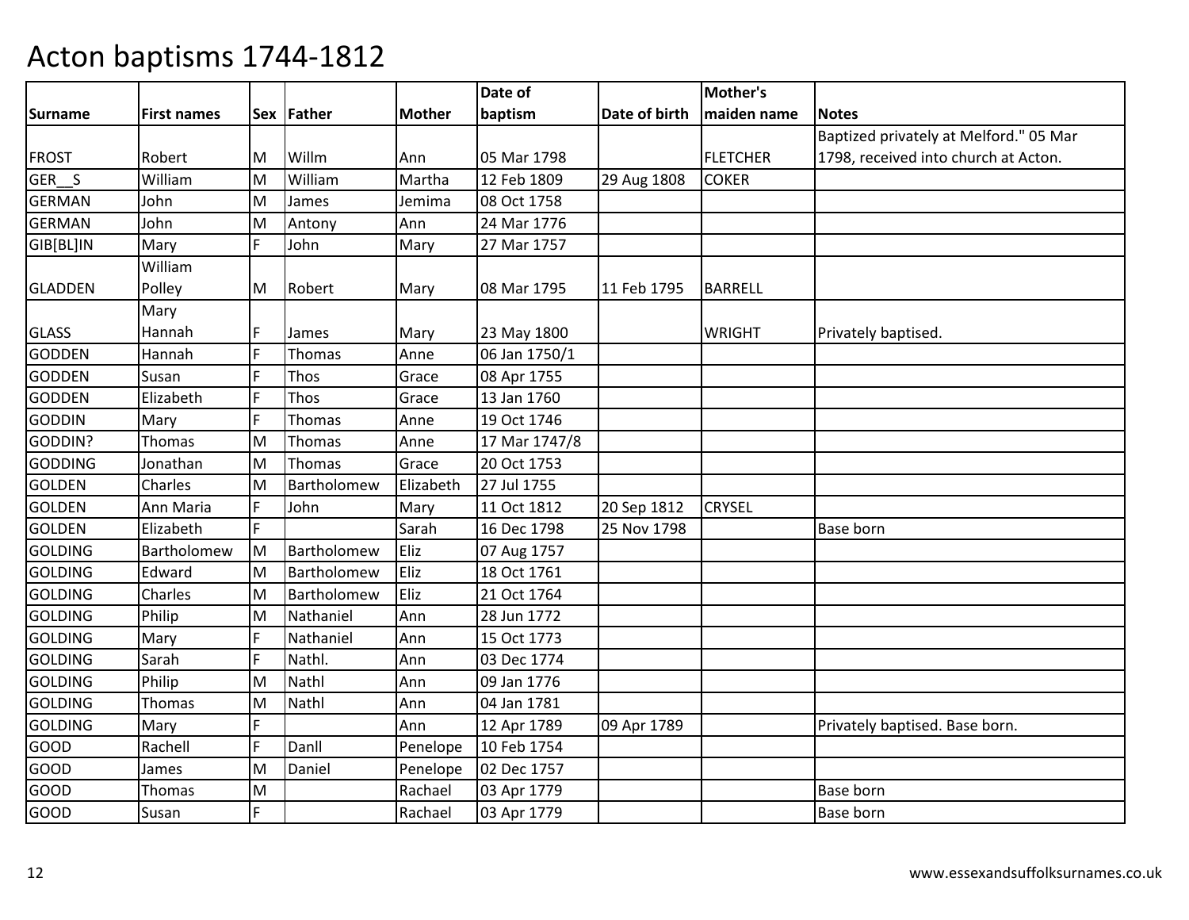# Acton baptisms 1744-1812

| Surname | First names | Sex | Father | Mother | Date of baptism | Date of birth | Mother's maiden name | Notes |
|---|---|---|---|---|---|---|---|---|
| FROST | Robert | M | Willm | Ann | 05 Mar 1798 | | FLETCHER | Baptized privately at Melford." 05 Mar 1798, received into church at Acton. |
| GER__S | William | M | William | Martha | 12 Feb 1809 | 29 Aug 1808 | COKER | |
| GERMAN | John | M | James | Jemima | 08 Oct 1758 | | | |
| GERMAN | John | M | Antony | Ann | 24 Mar 1776 | | | |
| GIB[BL]IN | Mary | F | John | Mary | 27 Mar 1757 | | | |
| GLADDEN | William Polley | M | Robert | Mary | 08 Mar 1795 | 11 Feb 1795 | BARRELL | |
| GLASS | Mary Hannah | F | James | Mary | 23 May 1800 | | WRIGHT | Privately baptised. |
| GODDEN | Hannah | F | Thomas | Anne | 06 Jan 1750/1 | | | |
| GODDEN | Susan | F | Thos | Grace | 08 Apr 1755 | | | |
| GODDEN | Elizabeth | F | Thos | Grace | 13 Jan 1760 | | | |
| GODDIN | Mary | F | Thomas | Anne | 19 Oct 1746 | | | |
| GODDIN? | Thomas | M | Thomas | Anne | 17 Mar 1747/8 | | | |
| GODDING | Jonathan | M | Thomas | Grace | 20 Oct 1753 | | | |
| GOLDEN | Charles | M | Bartholomew | Elizabeth | 27 Jul 1755 | | | |
| GOLDEN | Ann Maria | F | John | Mary | 11 Oct 1812 | 20 Sep 1812 | CRYSEL | |
| GOLDEN | Elizabeth | F | | Sarah | 16 Dec 1798 | 25 Nov 1798 | | Base born |
| GOLDING | Bartholomew | M | Bartholomew | Eliz | 07 Aug 1757 | | | |
| GOLDING | Edward | M | Bartholomew | Eliz | 18 Oct 1761 | | | |
| GOLDING | Charles | M | Bartholomew | Eliz | 21 Oct 1764 | | | |
| GOLDING | Philip | M | Nathaniel | Ann | 28 Jun 1772 | | | |
| GOLDING | Mary | F | Nathaniel | Ann | 15 Oct 1773 | | | |
| GOLDING | Sarah | F | Nathl. | Ann | 03 Dec 1774 | | | |
| GOLDING | Philip | M | Nathl | Ann | 09 Jan 1776 | | | |
| GOLDING | Thomas | M | Nathl | Ann | 04 Jan 1781 | | | |
| GOLDING | Mary | F | | Ann | 12 Apr 1789 | 09 Apr 1789 | | Privately baptised. Base born. |
| GOOD | Rachell | F | Danll | Penelope | 10 Feb 1754 | | | |
| GOOD | James | M | Daniel | Penelope | 02 Dec 1757 | | | |
| GOOD | Thomas | M | | Rachael | 03 Apr 1779 | | | Base born |
| GOOD | Susan | F | | Rachael | 03 Apr 1779 | | | Base born |

www.essexandsuffolksurnames.co.uk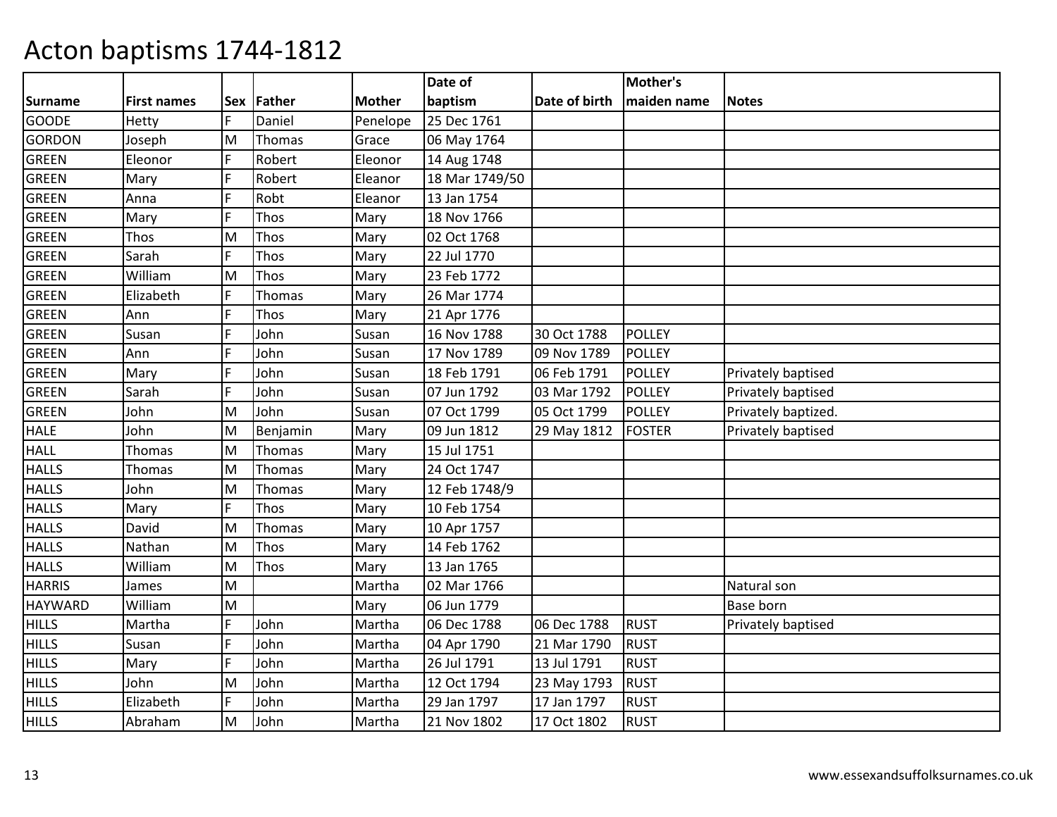# Acton baptisms 1744-1812

| Surname | First names | Sex | Father | Mother | Date of baptism | Date of birth | Mother's maiden name | Notes |
|---|---|---|---|---|---|---|---|---|
| GOODE | Hetty | F | Daniel | Penelope | 25 Dec 1761 | | | |
| GORDON | Joseph | M | Thomas | Grace | 06 May 1764 | | | |
| GREEN | Eleonor | F | Robert | Eleonor | 14 Aug 1748 | | | |
| GREEN | Mary | F | Robert | Eleanor | 18 Mar 1749/50 | | | |
| GREEN | Anna | F | Robt | Eleanor | 13 Jan 1754 | | | |
| GREEN | Mary | F | Thos | Mary | 18 Nov 1766 | | | |
| GREEN | Thos | M | Thos | Mary | 02 Oct 1768 | | | |
| GREEN | Sarah | F | Thos | Mary | 22 Jul 1770 | | | |
| GREEN | William | M | Thos | Mary | 23 Feb 1772 | | | |
| GREEN | Elizabeth | F | Thomas | Mary | 26 Mar 1774 | | | |
| GREEN | Ann | F | Thos | Mary | 21 Apr 1776 | | | |
| GREEN | Susan | F | John | Susan | 16 Nov 1788 | 30 Oct 1788 | POLLEY | |
| GREEN | Ann | F | John | Susan | 17 Nov 1789 | 09 Nov 1789 | POLLEY | |
| GREEN | Mary | F | John | Susan | 18 Feb 1791 | 06 Feb 1791 | POLLEY | Privately baptised |
| GREEN | Sarah | F | John | Susan | 07 Jun 1792 | 03 Mar 1792 | POLLEY | Privately baptised |
| GREEN | John | M | John | Susan | 07 Oct 1799 | 05 Oct 1799 | POLLEY | Privately baptized. |
| HALE | John | M | Benjamin | Mary | 09 Jun 1812 | 29 May 1812 | FOSTER | Privately baptised |
| HALL | Thomas | M | Thomas | Mary | 15 Jul 1751 | | | |
| HALLS | Thomas | M | Thomas | Mary | 24 Oct 1747 | | | |
| HALLS | John | M | Thomas | Mary | 12 Feb 1748/9 | | | |
| HALLS | Mary | F | Thos | Mary | 10 Feb 1754 | | | |
| HALLS | David | M | Thomas | Mary | 10 Apr 1757 | | | |
| HALLS | Nathan | M | Thos | Mary | 14 Feb 1762 | | | |
| HALLS | William | M | Thos | Mary | 13 Jan 1765 | | | |
| HARRIS | James | M | | Martha | 02 Mar 1766 | | | Natural son |
| HAYWARD | William | M | | Mary | 06 Jun 1779 | | | Base born |
| HILLS | Martha | F | John | Martha | 06 Dec 1788 | 06 Dec 1788 | RUST | Privately baptised |
| HILLS | Susan | F | John | Martha | 04 Apr 1790 | 21 Mar 1790 | RUST | |
| HILLS | Mary | F | John | Martha | 26 Jul 1791 | 13 Jul 1791 | RUST | |
| HILLS | John | M | John | Martha | 12 Oct 1794 | 23 May 1793 | RUST | |
| HILLS | Elizabeth | F | John | Martha | 29 Jan 1797 | 17 Jan 1797 | RUST | |
| HILLS | Abraham | M | John | Martha | 21 Nov 1802 | 17 Oct 1802 | RUST | |

www.essexandsuffolksurnames.co.uk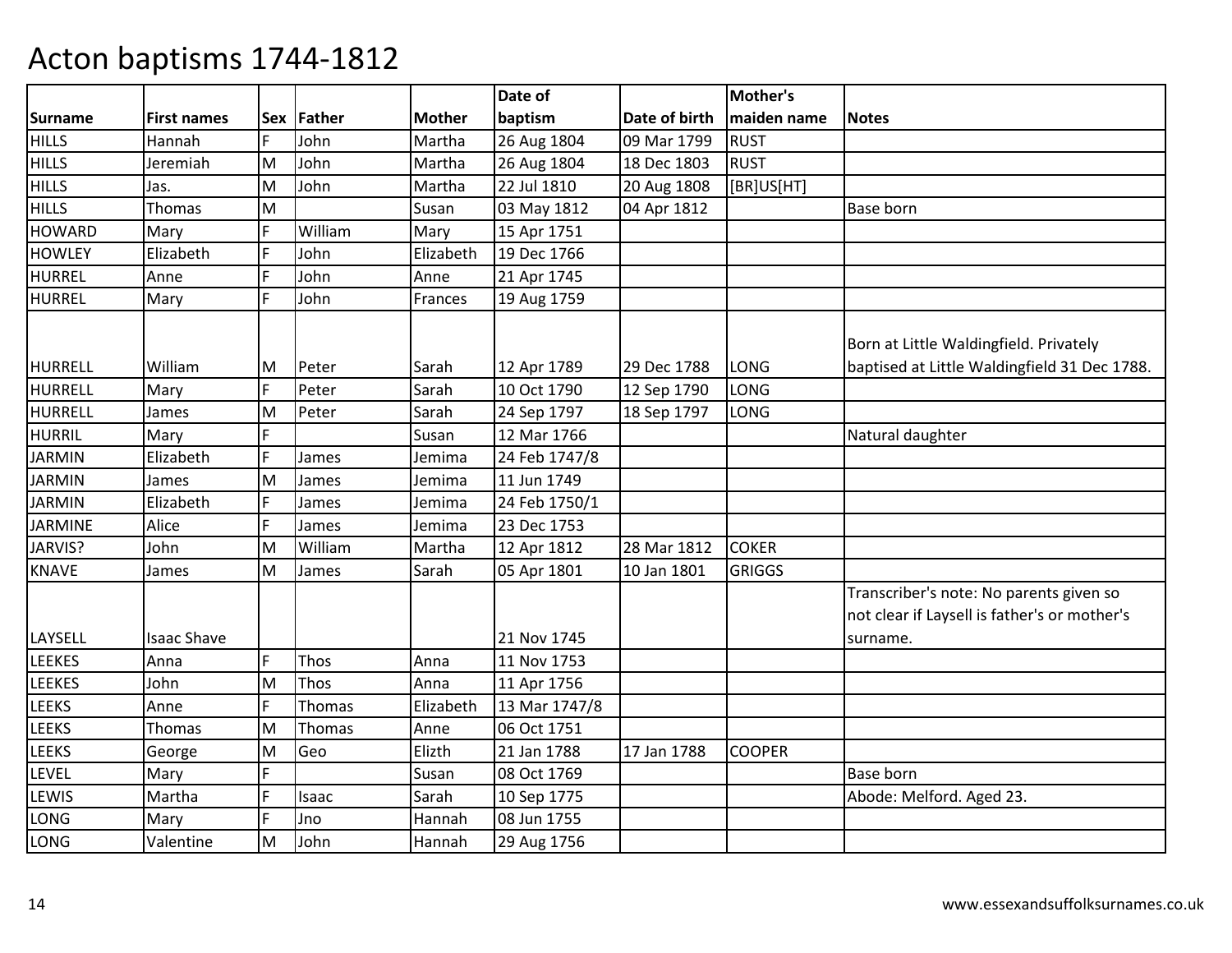# Acton baptisms 1744-1812

| Surname | First names | Sex | Father | Mother | Date of baptism | Date of birth | Mother's maiden name | Notes |
|---|---|---|---|---|---|---|---|---|
| HILLS | Hannah | F | John | Martha | 26 Aug 1804 | 09 Mar 1799 | RUST | |
| HILLS | Jeremiah | M | John | Martha | 26 Aug 1804 | 18 Dec 1803 | RUST | |
| HILLS | Jas. | M | John | Martha | 22 Jul 1810 | 20 Aug 1808 | [BR]US[HT] | |
| HILLS | Thomas | M | | Susan | 03 May 1812 | 04 Apr 1812 | | Base born |
| HOWARD | Mary | F | William | Mary | 15 Apr 1751 | | | |
| HOWLEY | Elizabeth | F | John | Elizabeth | 19 Dec 1766 | | | |
| HURREL | Anne | F | John | Anne | 21 Apr 1745 | | | |
| HURREL | Mary | F | John | Frances | 19 Aug 1759 | | | |
| HURRELL | William | M | Peter | Sarah | 12 Apr 1789 | 29 Dec 1788 | LONG | Born at Little Waldingfield. Privately baptised at Little Waldingfield 31 Dec 1788. |
| HURRELL | Mary | F | Peter | Sarah | 10 Oct 1790 | 12 Sep 1790 | LONG | |
| HURRELL | James | M | Peter | Sarah | 24 Sep 1797 | 18 Sep 1797 | LONG | |
| HURRIL | Mary | F | | Susan | 12 Mar 1766 | | | Natural daughter |
| JARMIN | Elizabeth | F | James | Jemima | 24 Feb 1747/8 | | | |
| JARMIN | James | M | James | Jemima | 11 Jun 1749 | | | |
| JARMIN | Elizabeth | F | James | Jemima | 24 Feb 1750/1 | | | |
| JARMINE | Alice | F | James | Jemima | 23 Dec 1753 | | | |
| JARVIS? | John | M | William | Martha | 12 Apr 1812 | 28 Mar 1812 | COKER | |
| KNAVE | James | M | James | Sarah | 05 Apr 1801 | 10 Jan 1801 | GRIGGS | |
| LAYSELL | Isaac Shave | | | | 21 Nov 1745 | | | Transcriber's note: No parents given so not clear if Laysell is father's or mother's surname. |
| LEEKES | Anna | F | Thos | Anna | 11 Nov 1753 | | | |
| LEEKES | John | M | Thos | Anna | 11 Apr 1756 | | | |
| LEEKS | Anne | F | Thomas | Elizabeth | 13 Mar 1747/8 | | | |
| LEEKS | Thomas | M | Thomas | Anne | 06 Oct 1751 | | | |
| LEEKS | George | M | Geo | Elizth | 21 Jan 1788 | 17 Jan 1788 | COOPER | |
| LEVEL | Mary | F | | Susan | 08 Oct 1769 | | | Base born |
| LEWIS | Martha | F | Isaac | Sarah | 10 Sep 1775 | | | Abode: Melford. Aged 23. |
| LONG | Mary | F | Jno | Hannah | 08 Jun 1755 | | | |
| LONG | Valentine | M | John | Hannah | 29 Aug 1756 | | | |

www.essexandsuffolksurnames.co.uk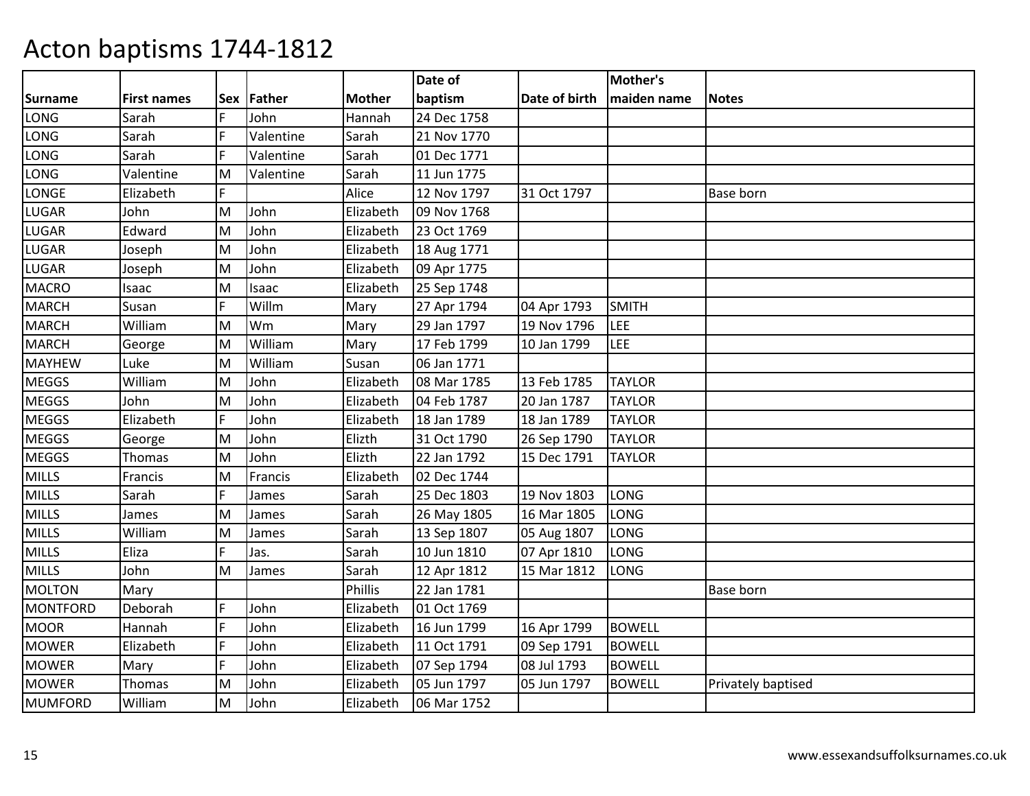# Acton baptisms 1744-1812

| Surname | First names | Sex | Father | Mother | Date of baptism | Date of birth | Mother's maiden name | Notes |
|---|---|---|---|---|---|---|---|---|
| LONG | Sarah | F | John | Hannah | 24 Dec 1758 | | | |
| LONG | Sarah | F | Valentine | Sarah | 21 Nov 1770 | | | |
| LONG | Sarah | F | Valentine | Sarah | 01 Dec 1771 | | | |
| LONG | Valentine | M | Valentine | Sarah | 11 Jun 1775 | | | |
| LONGE | Elizabeth | F | | Alice | 12 Nov 1797 | 31 Oct 1797 | | Base born |
| LUGAR | John | M | John | Elizabeth | 09 Nov 1768 | | | |
| LUGAR | Edward | M | John | Elizabeth | 23 Oct 1769 | | | |
| LUGAR | Joseph | M | John | Elizabeth | 18 Aug 1771 | | | |
| LUGAR | Joseph | M | John | Elizabeth | 09 Apr 1775 | | | |
| MACRO | Isaac | M | Isaac | Elizabeth | 25 Sep 1748 | | | |
| MARCH | Susan | F | Willm | Mary | 27 Apr 1794 | 04 Apr 1793 | SMITH | |
| MARCH | William | M | Wm | Mary | 29 Jan 1797 | 19 Nov 1796 | LEE | |
| MARCH | George | M | William | Mary | 17 Feb 1799 | 10 Jan 1799 | LEE | |
| MAYHEW | Luke | M | William | Susan | 06 Jan 1771 | | | |
| MEGGS | William | M | John | Elizabeth | 08 Mar 1785 | 13 Feb 1785 | TAYLOR | |
| MEGGS | John | M | John | Elizabeth | 04 Feb 1787 | 20 Jan 1787 | TAYLOR | |
| MEGGS | Elizabeth | F | John | Elizabeth | 18 Jan 1789 | 18 Jan 1789 | TAYLOR | |
| MEGGS | George | M | John | Elizth | 31 Oct 1790 | 26 Sep 1790 | TAYLOR | |
| MEGGS | Thomas | M | John | Elizth | 22 Jan 1792 | 15 Dec 1791 | TAYLOR | |
| MILLS | Francis | M | Francis | Elizabeth | 02 Dec 1744 | | | |
| MILLS | Sarah | F | James | Sarah | 25 Dec 1803 | 19 Nov 1803 | LONG | |
| MILLS | James | M | James | Sarah | 26 May 1805 | 16 Mar 1805 | LONG | |
| MILLS | William | M | James | Sarah | 13 Sep 1807 | 05 Aug 1807 | LONG | |
| MILLS | Eliza | F | Jas. | Sarah | 10 Jun 1810 | 07 Apr 1810 | LONG | |
| MILLS | John | M | James | Sarah | 12 Apr 1812 | 15 Mar 1812 | LONG | |
| MOLTON | Mary | | | Phillis | 22 Jan 1781 | | | Base born |
| MONTFORD | Deborah | F | John | Elizabeth | 01 Oct 1769 | | | |
| MOOR | Hannah | F | John | Elizabeth | 16 Jun 1799 | 16 Apr 1799 | BOWELL | |
| MOWER | Elizabeth | F | John | Elizabeth | 11 Oct 1791 | 09 Sep 1791 | BOWELL | |
| MOWER | Mary | F | John | Elizabeth | 07 Sep 1794 | 08 Jul 1793 | BOWELL | |
| MOWER | Thomas | M | John | Elizabeth | 05 Jun 1797 | 05 Jun 1797 | BOWELL | Privately baptised |
| MUMFORD | William | M | John | Elizabeth | 06 Mar 1752 | | | |

www.essexandsuffolksurnames.co.uk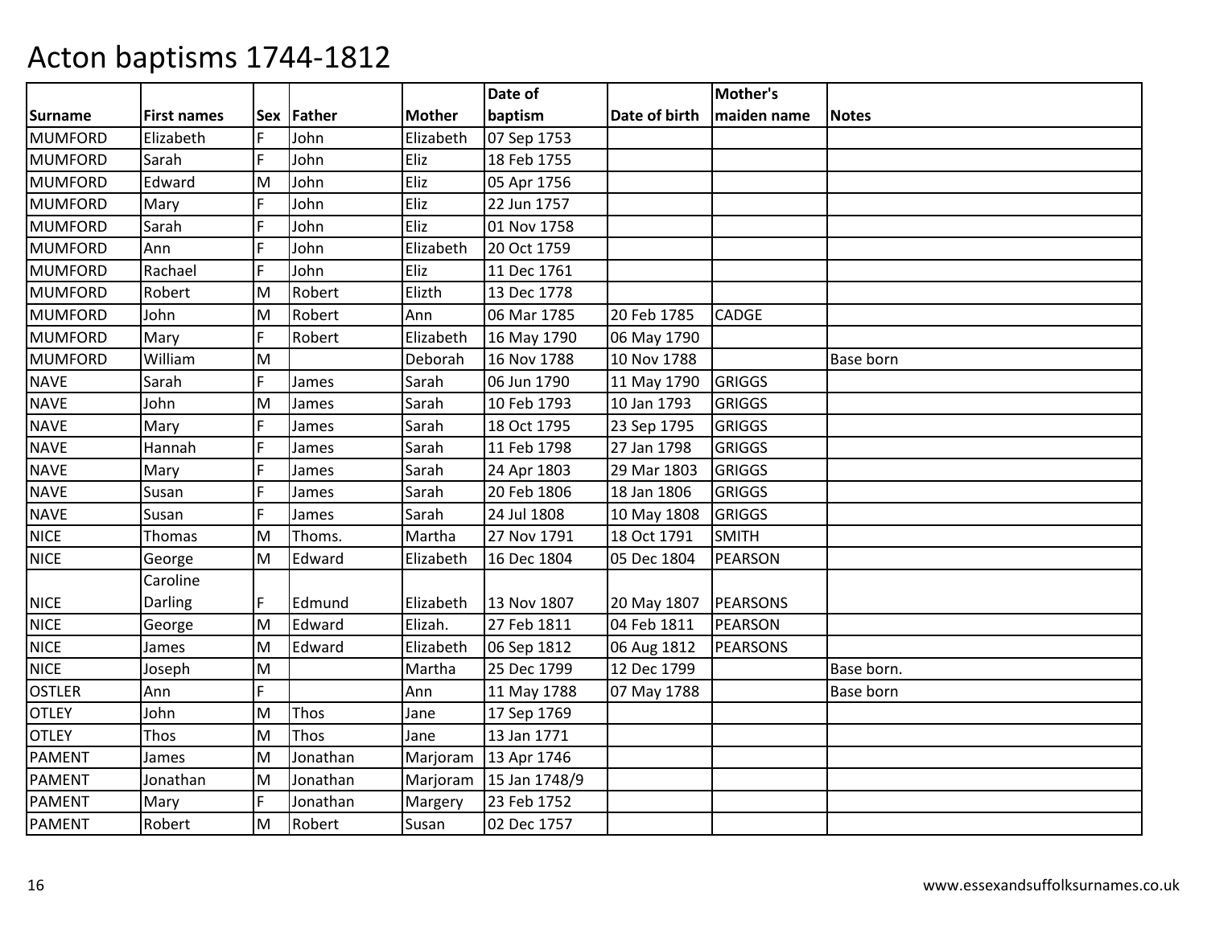# Acton baptisms 1744-1812

| Surname | First names | Sex | Father | Mother | Date of baptism | Date of birth | Mother's maiden name | Notes |
|---|---|---|---|---|---|---|---|---|
| MUMFORD | Elizabeth | F | John | Elizabeth | 07 Sep 1753 | | | |
| MUMFORD | Sarah | F | John | Eliz | 18 Feb 1755 | | | |
| MUMFORD | Edward | M | John | Eliz | 05 Apr 1756 | | | |
| MUMFORD | Mary | F | John | Eliz | 22 Jun 1757 | | | |
| MUMFORD | Sarah | F | John | Eliz | 01 Nov 1758 | | | |
| MUMFORD | Ann | F | John | Elizabeth | 20 Oct 1759 | | | |
| MUMFORD | Rachael | F | John | Eliz | 11 Dec 1761 | | | |
| MUMFORD | Robert | M | Robert | Elizth | 13 Dec 1778 | | | |
| MUMFORD | John | M | Robert | Ann | 06 Mar 1785 | 20 Feb 1785 | CADGE | |
| MUMFORD | Mary | F | Robert | Elizabeth | 16 May 1790 | 06 May 1790 | | |
| MUMFORD | William | M | | Deborah | 16 Nov 1788 | 10 Nov 1788 | | Base born |
| NAVE | Sarah | F | James | Sarah | 06 Jun 1790 | 11 May 1790 | GRIGGS | |
| NAVE | John | M | James | Sarah | 10 Feb 1793 | 10 Jan 1793 | GRIGGS | |
| NAVE | Mary | F | James | Sarah | 18 Oct 1795 | 23 Sep 1795 | GRIGGS | |
| NAVE | Hannah | F | James | Sarah | 11 Feb 1798 | 27 Jan 1798 | GRIGGS | |
| NAVE | Mary | F | James | Sarah | 24 Apr 1803 | 29 Mar 1803 | GRIGGS | |
| NAVE | Susan | F | James | Sarah | 20 Feb 1806 | 18 Jan 1806 | GRIGGS | |
| NAVE | Susan | F | James | Sarah | 24 Jul 1808 | 10 May 1808 | GRIGGS | |
| NICE | Thomas | M | Thoms. | Martha | 27 Nov 1791 | 18 Oct 1791 | SMITH | |
| NICE | George | M | Edward | Elizabeth | 16 Dec 1804 | 05 Dec 1804 | PEARSON | |
| NICE | Caroline Darling | F | Edmund | Elizabeth | 13 Nov 1807 | 20 May 1807 | PEARSONS | |
| NICE | George | M | Edward | Elizah. | 27 Feb 1811 | 04 Feb 1811 | PEARSON | |
| NICE | James | M | Edward | Elizabeth | 06 Sep 1812 | 06 Aug 1812 | PEARSONS | |
| NICE | Joseph | M | | Martha | 25 Dec 1799 | 12 Dec 1799 | | Base born. |
| OSTLER | Ann | F | | Ann | 11 May 1788 | 07 May 1788 | | Base born |
| OTLEY | John | M | Thos | Jane | 17 Sep 1769 | | | |
| OTLEY | Thos | M | Thos | Jane | 13 Jan 1771 | | | |
| PAMENT | James | M | Jonathan | Marjoram | 13 Apr 1746 | | | |
| PAMENT | Jonathan | M | Jonathan | Marjoram | 15 Jan 1748/9 | | | |
| PAMENT | Mary | F | Jonathan | Margery | 23 Feb 1752 | | | |
| PAMENT | Robert | M | Robert | Susan | 02 Dec 1757 | | | |

www.essexandsuffolksurnames.co.uk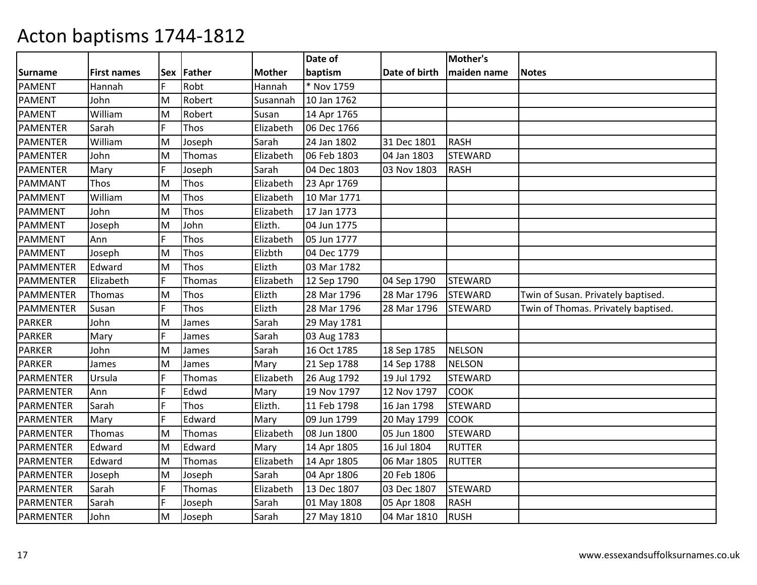# Acton baptisms 1744-1812

| Surname | First names | Sex | Father | Mother | Date of baptism | Date of birth | Mother's maiden name | Notes |
|---|---|---|---|---|---|---|---|---|
| PAMENT | Hannah | F | Robt | Hannah | * Nov 1759 | | | |
| PAMENT | John | M | Robert | Susannah | 10 Jan 1762 | | | |
| PAMENT | William | M | Robert | Susan | 14 Apr 1765 | | | |
| PAMENTER | Sarah | F | Thos | Elizabeth | 06 Dec 1766 | | | |
| PAMENTER | William | M | Joseph | Sarah | 24 Jan 1802 | 31 Dec 1801 | RASH | |
| PAMENTER | John | M | Thomas | Elizabeth | 06 Feb 1803 | 04 Jan 1803 | STEWARD | |
| PAMENTER | Mary | F | Joseph | Sarah | 04 Dec 1803 | 03 Nov 1803 | RASH | |
| PAMMANT | Thos | M | Thos | Elizabeth | 23 Apr 1769 | | | |
| PAMMENT | William | M | Thos | Elizabeth | 10 Mar 1771 | | | |
| PAMMENT | John | M | Thos | Elizabeth | 17 Jan 1773 | | | |
| PAMMENT | Joseph | M | John | Elizth. | 04 Jun 1775 | | | |
| PAMMENT | Ann | F | Thos | Elizabeth | 05 Jun 1777 | | | |
| PAMMENT | Joseph | M | Thos | Elizbth | 04 Dec 1779 | | | |
| PAMMENTER | Edward | M | Thos | Elizth | 03 Mar 1782 | | | |
| PAMMENTER | Elizabeth | F | Thomas | Elizabeth | 12 Sep 1790 | 04 Sep 1790 | STEWARD | |
| PAMMENTER | Thomas | M | Thos | Elizth | 28 Mar 1796 | 28 Mar 1796 | STEWARD | Twin of Susan. Privately baptised. |
| PAMMENTER | Susan | F | Thos | Elizth | 28 Mar 1796 | 28 Mar 1796 | STEWARD | Twin of Thomas. Privately baptised. |
| PARKER | John | M | James | Sarah | 29 May 1781 | | | |
| PARKER | Mary | F | James | Sarah | 03 Aug 1783 | | | |
| PARKER | John | M | James | Sarah | 16 Oct 1785 | 18 Sep 1785 | NELSON | |
| PARKER | James | M | James | Mary | 21 Sep 1788 | 14 Sep 1788 | NELSON | |
| PARMENTER | Ursula | F | Thomas | Elizabeth | 26 Aug 1792 | 19 Jul 1792 | STEWARD | |
| PARMENTER | Ann | F | Edwd | Mary | 19 Nov 1797 | 12 Nov 1797 | COOK | |
| PARMENTER | Sarah | F | Thos | Elizth. | 11 Feb 1798 | 16 Jan 1798 | STEWARD | |
| PARMENTER | Mary | F | Edward | Mary | 09 Jun 1799 | 20 May 1799 | COOK | |
| PARMENTER | Thomas | M | Thomas | Elizabeth | 08 Jun 1800 | 05 Jun 1800 | STEWARD | |
| PARMENTER | Edward | M | Edward | Mary | 14 Apr 1805 | 16 Jul 1804 | RUTTER | |
| PARMENTER | Edward | M | Thomas | Elizabeth | 14 Apr 1805 | 06 Mar 1805 | RUTTER | |
| PARMENTER | Joseph | M | Joseph | Sarah | 04 Apr 1806 | 20 Feb 1806 | | |
| PARMENTER | Sarah | F | Thomas | Elizabeth | 13 Dec 1807 | 03 Dec 1807 | STEWARD | |
| PARMENTER | Sarah | F | Joseph | Sarah | 01 May 1808 | 05 Apr 1808 | RASH | |
| PARMENTER | John | M | Joseph | Sarah | 27 May 1810 | 04 Mar 1810 | RUSH | |

www.essexandsuffolksurnames.co.uk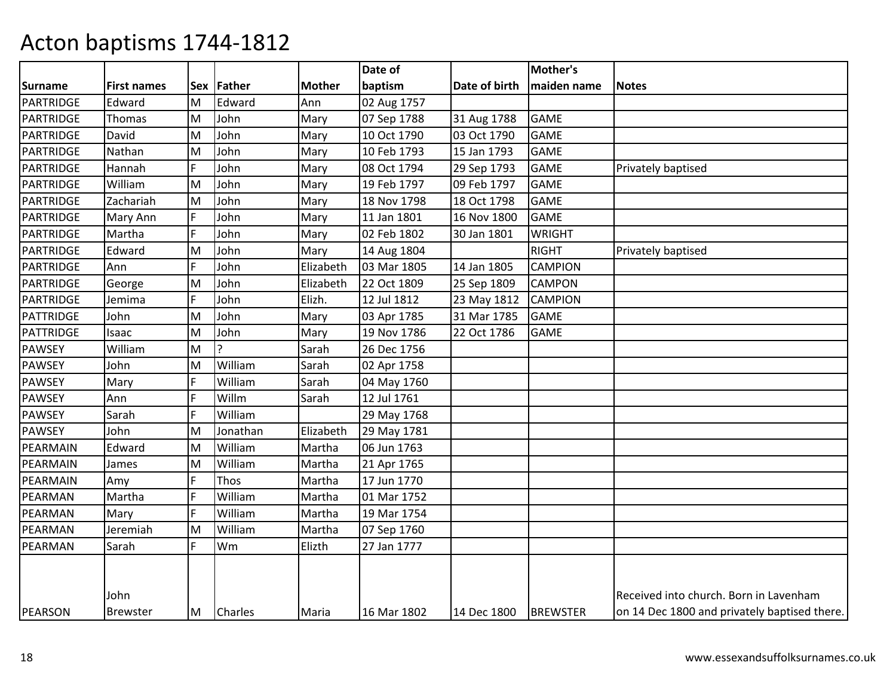# Acton baptisms 1744-1812

| Surname | First names | Sex | Father | Mother | Date of baptism | Date of birth | Mother's maiden name | Notes |
|---|---|---|---|---|---|---|---|---|
| PARTRIDGE | Edward | M | Edward | Ann | 02 Aug 1757 | | | |
| PARTRIDGE | Thomas | M | John | Mary | 07 Sep 1788 | 31 Aug 1788 | GAME | |
| PARTRIDGE | David | M | John | Mary | 10 Oct 1790 | 03 Oct 1790 | GAME | |
| PARTRIDGE | Nathan | M | John | Mary | 10 Feb 1793 | 15 Jan 1793 | GAME | |
| PARTRIDGE | Hannah | F | John | Mary | 08 Oct 1794 | 29 Sep 1793 | GAME | Privately baptised |
| PARTRIDGE | William | M | John | Mary | 19 Feb 1797 | 09 Feb 1797 | GAME | |
| PARTRIDGE | Zachariah | M | John | Mary | 18 Nov 1798 | 18 Oct 1798 | GAME | |
| PARTRIDGE | Mary Ann | F | John | Mary | 11 Jan 1801 | 16 Nov 1800 | GAME | |
| PARTRIDGE | Martha | F | John | Mary | 02 Feb 1802 | 30 Jan 1801 | WRIGHT | |
| PARTRIDGE | Edward | M | John | Mary | 14 Aug 1804 | | RIGHT | Privately baptised |
| PARTRIDGE | Ann | F | John | Elizabeth | 03 Mar 1805 | 14 Jan 1805 | CAMPION | |
| PARTRIDGE | George | M | John | Elizabeth | 22 Oct 1809 | 25 Sep 1809 | CAMPON | |
| PARTRIDGE | Jemima | F | John | Elizh. | 12 Jul 1812 | 23 May 1812 | CAMPION | |
| PATTRIDGE | John | M | John | Mary | 03 Apr 1785 | 31 Mar 1785 | GAME | |
| PATTRIDGE | Isaac | M | John | Mary | 19 Nov 1786 | 22 Oct 1786 | GAME | |
| PAWSEY | William | M | ? | Sarah | 26 Dec 1756 | | | |
| PAWSEY | John | M | William | Sarah | 02 Apr 1758 | | | |
| PAWSEY | Mary | F | William | Sarah | 04 May 1760 | | | |
| PAWSEY | Ann | F | Willm | Sarah | 12 Jul 1761 | | | |
| PAWSEY | Sarah | F | William | | 29 May 1768 | | | |
| PAWSEY | John | M | Jonathan | Elizabeth | 29 May 1781 | | | |
| PEARMAIN | Edward | M | William | Martha | 06 Jun 1763 | | | |
| PEARMAIN | James | M | William | Martha | 21 Apr 1765 | | | |
| PEARMAIN | Amy | F | Thos | Martha | 17 Jun 1770 | | | |
| PEARMAN | Martha | F | William | Martha | 01 Mar 1752 | | | |
| PEARMAN | Mary | F | William | Martha | 19 Mar 1754 | | | |
| PEARMAN | Jeremiah | M | William | Martha | 07 Sep 1760 | | | |
| PEARMAN | Sarah | F | Wm | Elizth | 27 Jan 1777 | | | |
| PEARSON | John Brewster | M | Charles | Maria | 16 Mar 1802 | 14 Dec 1800 | BREWSTER | Received into church. Born in Lavenham on 14 Dec 1800 and privately baptised there. |

www.essexandsuffolksurnames.co.uk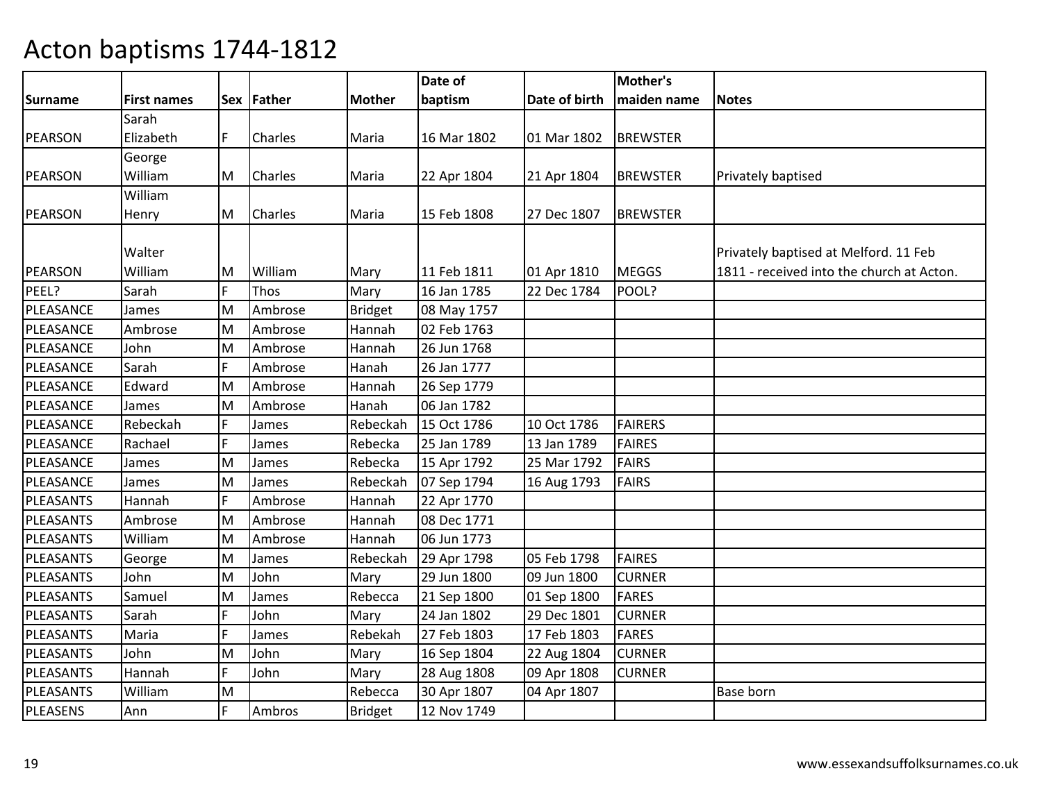# Acton baptisms 1744-1812

| Surname | First names | Sex | Father | Mother | Date of baptism | Date of birth | Mother's maiden name | Notes |
|---|---|---|---|---|---|---|---|---|
| PEARSON | Sarah Elizabeth | F | Charles | Maria | 16 Mar 1802 | 01 Mar 1802 | BREWSTER | |
| PEARSON | George William | M | Charles | Maria | 22 Apr 1804 | 21 Apr 1804 | BREWSTER | Privately baptised |
| PEARSON | William Henry | M | Charles | Maria | 15 Feb 1808 | 27 Dec 1807 | BREWSTER | |
| PEARSON | Walter William | M | William | Mary | 11 Feb 1811 | 01 Apr 1810 | MEGGS | Privately baptised at Melford. 11 Feb 1811 - received into the church at Acton. |
| PEEL? | Sarah | F | Thos | Mary | 16 Jan 1785 | 22 Dec 1784 | POOL? | |
| PLEASANCE | James | M | Ambrose | Bridget | 08 May 1757 | | | |
| PLEASANCE | Ambrose | M | Ambrose | Hannah | 02 Feb 1763 | | | |
| PLEASANCE | John | M | Ambrose | Hannah | 26 Jun 1768 | | | |
| PLEASANCE | Sarah | F | Ambrose | Hanah | 26 Jan 1777 | | | |
| PLEASANCE | Edward | M | Ambrose | Hannah | 26 Sep 1779 | | | |
| PLEASANCE | James | M | Ambrose | Hanah | 06 Jan 1782 | | | |
| PLEASANCE | Rebeckah | F | James | Rebeckah | 15 Oct 1786 | 10 Oct 1786 | FAIRERS | |
| PLEASANCE | Rachael | F | James | Rebecka | 25 Jan 1789 | 13 Jan 1789 | FAIRES | |
| PLEASANCE | James | M | James | Rebecka | 15 Apr 1792 | 25 Mar 1792 | FAIRS | |
| PLEASANCE | James | M | James | Rebeckah | 07 Sep 1794 | 16 Aug 1793 | FAIRS | |
| PLEASANTS | Hannah | F | Ambrose | Hannah | 22 Apr 1770 | | | |
| PLEASANTS | Ambrose | M | Ambrose | Hannah | 08 Dec 1771 | | | |
| PLEASANTS | William | M | Ambrose | Hannah | 06 Jun 1773 | | | |
| PLEASANTS | George | M | James | Rebeckah | 29 Apr 1798 | 05 Feb 1798 | FAIRES | |
| PLEASANTS | John | M | John | Mary | 29 Jun 1800 | 09 Jun 1800 | CURNER | |
| PLEASANTS | Samuel | M | James | Rebecca | 21 Sep 1800 | 01 Sep 1800 | FARES | |
| PLEASANTS | Sarah | F | John | Mary | 24 Jan 1802 | 29 Dec 1801 | CURNER | |
| PLEASANTS | Maria | F | James | Rebekah | 27 Feb 1803 | 17 Feb 1803 | FARES | |
| PLEASANTS | John | M | John | Mary | 16 Sep 1804 | 22 Aug 1804 | CURNER | |
| PLEASANTS | Hannah | F | John | Mary | 28 Aug 1808 | 09 Apr 1808 | CURNER | |
| PLEASANTS | William | M | | Rebecca | 30 Apr 1807 | 04 Apr 1807 | | Base born |
| PLEASENS | Ann | F | Ambros | Bridget | 12 Nov 1749 | | | |

www.essexandsuffolksurnames.co.uk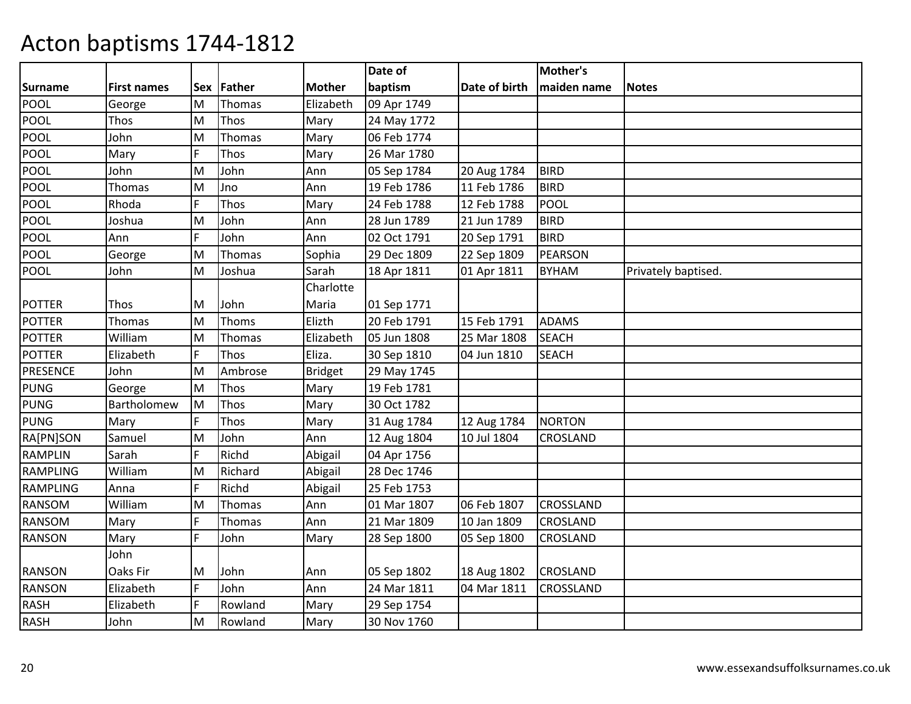# Acton baptisms 1744-1812

| Surname | First names | Sex | Father | Mother | Date of baptism | Date of birth | Mother's maiden name | Notes |
|---|---|---|---|---|---|---|---|---|
| POOL | George | M | Thomas | Elizabeth | 09 Apr 1749 | | | |
| POOL | Thos | M | Thos | Mary | 24 May 1772 | | | |
| POOL | John | M | Thomas | Mary | 06 Feb 1774 | | | |
| POOL | Mary | F | Thos | Mary | 26 Mar 1780 | | | |
| POOL | John | M | John | Ann | 05 Sep 1784 | 20 Aug 1784 | BIRD | |
| POOL | Thomas | M | Jno | Ann | 19 Feb 1786 | 11 Feb 1786 | BIRD | |
| POOL | Rhoda | F | Thos | Mary | 24 Feb 1788 | 12 Feb 1788 | POOL | |
| POOL | Joshua | M | John | Ann | 28 Jun 1789 | 21 Jun 1789 | BIRD | |
| POOL | Ann | F | John | Ann | 02 Oct 1791 | 20 Sep 1791 | BIRD | |
| POOL | George | M | Thomas | Sophia | 29 Dec 1809 | 22 Sep 1809 | PEARSON | |
| POOL | John | M | Joshua | Sarah | 18 Apr 1811 | 01 Apr 1811 | BYHAM | Privately baptised. |
| POTTER | Thos | M | John | Charlotte Maria | 01 Sep 1771 | | | |
| POTTER | Thomas | M | Thoms | Elizth | 20 Feb 1791 | 15 Feb 1791 | ADAMS | |
| POTTER | William | M | Thomas | Elizabeth | 05 Jun 1808 | 25 Mar 1808 | SEACH | |
| POTTER | Elizabeth | F | Thos | Eliza. | 30 Sep 1810 | 04 Jun 1810 | SEACH | |
| PRESENCE | John | M | Ambrose | Bridget | 29 May 1745 | | | |
| PUNG | George | M | Thos | Mary | 19 Feb 1781 | | | |
| PUNG | Bartholomew | M | Thos | Mary | 30 Oct 1782 | | | |
| PUNG | Mary | F | Thos | Mary | 31 Aug 1784 | 12 Aug 1784 | NORTON | |
| RA[PN]SON | Samuel | M | John | Ann | 12 Aug 1804 | 10 Jul 1804 | CROSLAND | |
| RAMPLIN | Sarah | F | Richd | Abigail | 04 Apr 1756 | | | |
| RAMPLING | William | M | Richard | Abigail | 28 Dec 1746 | | | |
| RAMPLING | Anna | F | Richd | Abigail | 25 Feb 1753 | | | |
| RANSOM | William | M | Thomas | Ann | 01 Mar 1807 | 06 Feb 1807 | CROSSLAND | |
| RANSOM | Mary | F | Thomas | Ann | 21 Mar 1809 | 10 Jan 1809 | CROSLAND | |
| RANSON | Mary | F | John | Mary | 28 Sep 1800 | 05 Sep 1800 | CROSLAND | |
| RANSON | John Oaks Fir | M | John | Ann | 05 Sep 1802 | 18 Aug 1802 | CROSLAND | |
| RANSON | Elizabeth | F | John | Ann | 24 Mar 1811 | 04 Mar 1811 | CROSSLAND | |
| RASH | Elizabeth | F | Rowland | Mary | 29 Sep 1754 | | | |
| RASH | John | M | Rowland | Mary | 30 Nov 1760 | | | |

www.essexandsuffolksurnames.co.uk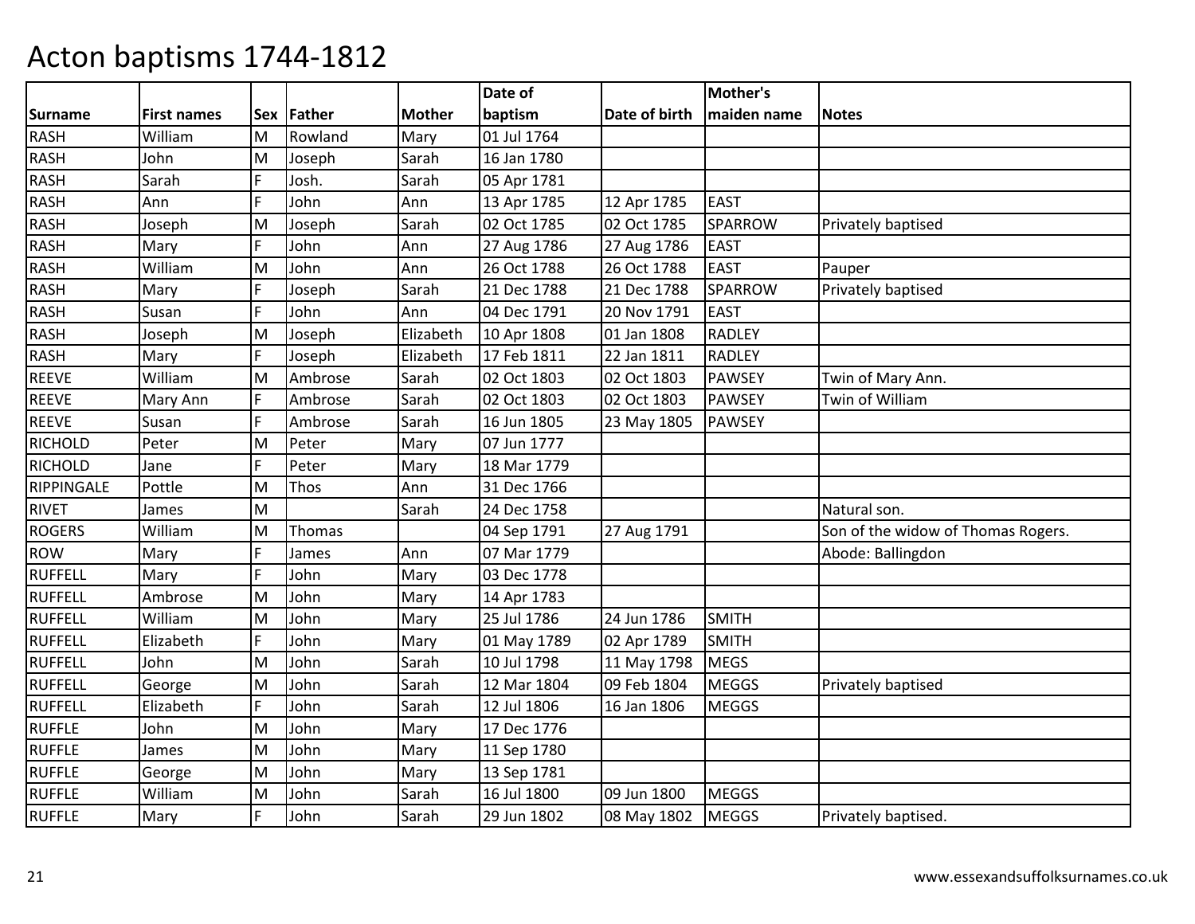# Acton baptisms 1744-1812

| Surname | First names | Sex | Father | Mother | Date of baptism | Date of birth | Mother's maiden name | Notes |
|---|---|---|---|---|---|---|---|---|
| RASH | William | M | Rowland | Mary | 01 Jul 1764 | | | |
| RASH | John | M | Joseph | Sarah | 16 Jan 1780 | | | |
| RASH | Sarah | F | Josh. | Sarah | 05 Apr 1781 | | | |
| RASH | Ann | F | John | Ann | 13 Apr 1785 | 12 Apr 1785 | EAST | |
| RASH | Joseph | M | Joseph | Sarah | 02 Oct 1785 | 02 Oct 1785 | SPARROW | Privately baptised |
| RASH | Mary | F | John | Ann | 27 Aug 1786 | 27 Aug 1786 | EAST | |
| RASH | William | M | John | Ann | 26 Oct 1788 | 26 Oct 1788 | EAST | Pauper |
| RASH | Mary | F | Joseph | Sarah | 21 Dec 1788 | 21 Dec 1788 | SPARROW | Privately baptised |
| RASH | Susan | F | John | Ann | 04 Dec 1791 | 20 Nov 1791 | EAST | |
| RASH | Joseph | M | Joseph | Elizabeth | 10 Apr 1808 | 01 Jan 1808 | RADLEY | |
| RASH | Mary | F | Joseph | Elizabeth | 17 Feb 1811 | 22 Jan 1811 | RADLEY | |
| REEVE | William | M | Ambrose | Sarah | 02 Oct 1803 | 02 Oct 1803 | PAWSEY | Twin of Mary Ann. |
| REEVE | Mary Ann | F | Ambrose | Sarah | 02 Oct 1803 | 02 Oct 1803 | PAWSEY | Twin of William |
| REEVE | Susan | F | Ambrose | Sarah | 16 Jun 1805 | 23 May 1805 | PAWSEY | |
| RICHOLD | Peter | M | Peter | Mary | 07 Jun 1777 | | | |
| RICHOLD | Jane | F | Peter | Mary | 18 Mar 1779 | | | |
| RIPPINGALE | Pottle | M | Thos | Ann | 31 Dec 1766 | | | |
| RIVET | James | M | | Sarah | 24 Dec 1758 | | | Natural son. |
| ROGERS | William | M | Thomas | | 04 Sep 1791 | 27 Aug 1791 | | Son of the widow of Thomas Rogers. |
| ROW | Mary | F | James | Ann | 07 Mar 1779 | | | Abode: Ballingdon |
| RUFFELL | Mary | F | John | Mary | 03 Dec 1778 | | | |
| RUFFELL | Ambrose | M | John | Mary | 14 Apr 1783 | | | |
| RUFFELL | William | M | John | Mary | 25 Jul 1786 | 24 Jun 1786 | SMITH | |
| RUFFELL | Elizabeth | F | John | Mary | 01 May 1789 | 02 Apr 1789 | SMITH | |
| RUFFELL | John | M | John | Sarah | 10 Jul 1798 | 11 May 1798 | MEGS | |
| RUFFELL | George | M | John | Sarah | 12 Mar 1804 | 09 Feb 1804 | MEGGS | Privately baptised |
| RUFFELL | Elizabeth | F | John | Sarah | 12 Jul 1806 | 16 Jan 1806 | MEGGS | |
| RUFFLE | John | M | John | Mary | 17 Dec 1776 | | | |
| RUFFLE | James | M | John | Mary | 11 Sep 1780 | | | |
| RUFFLE | George | M | John | Mary | 13 Sep 1781 | | | |
| RUFFLE | William | M | John | Sarah | 16 Jul 1800 | 09 Jun 1800 | MEGGS | |
| RUFFLE | Mary | F | John | Sarah | 29 Jun 1802 | 08 May 1802 | MEGGS | Privately baptised. |

www.essexandsuffolksurnames.co.uk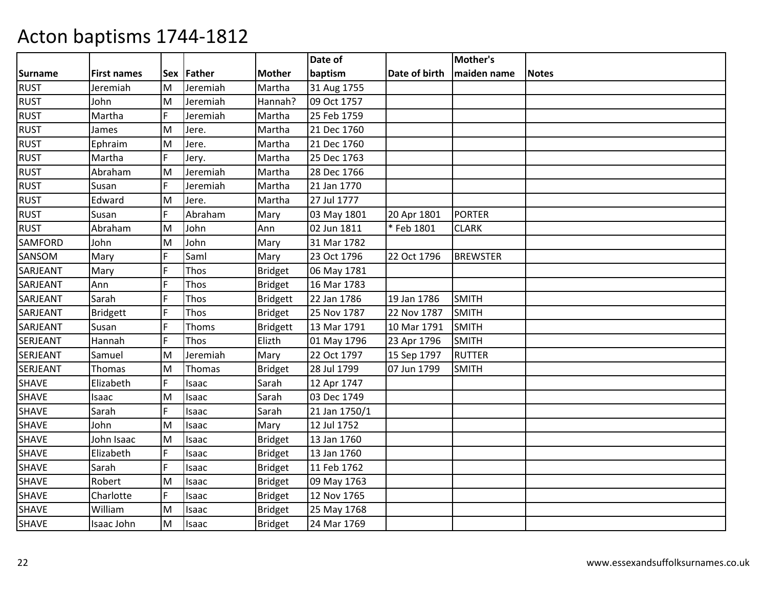# Acton baptisms 1744-1812

| Surname | First names | Sex | Father | Mother | Date of baptism | Date of birth | Mother's maiden name | Notes |
|---|---|---|---|---|---|---|---|---|
| RUST | Jeremiah | M | Jeremiah | Martha | 31 Aug 1755 | | | |
| RUST | John | M | Jeremiah | Hannah? | 09 Oct 1757 | | | |
| RUST | Martha | F | Jeremiah | Martha | 25 Feb 1759 | | | |
| RUST | James | M | Jere. | Martha | 21 Dec 1760 | | | |
| RUST | Ephraim | M | Jere. | Martha | 21 Dec 1760 | | | |
| RUST | Martha | F | Jery. | Martha | 25 Dec 1763 | | | |
| RUST | Abraham | M | Jeremiah | Martha | 28 Dec 1766 | | | |
| RUST | Susan | F | Jeremiah | Martha | 21 Jan 1770 | | | |
| RUST | Edward | M | Jere. | Martha | 27 Jul 1777 | | | |
| RUST | Susan | F | Abraham | Mary | 03 May 1801 | 20 Apr 1801 | PORTER | |
| RUST | Abraham | M | John | Ann | 02 Jun 1811 | * Feb 1801 | CLARK | |
| SAMFORD | John | M | John | Mary | 31 Mar 1782 | | | |
| SANSOM | Mary | F | Saml | Mary | 23 Oct 1796 | 22 Oct 1796 | BREWSTER | |
| SARJEANT | Mary | F | Thos | Bridget | 06 May 1781 | | | |
| SARJEANT | Ann | F | Thos | Bridget | 16 Mar 1783 | | | |
| SARJEANT | Sarah | F | Thos | Bridgett | 22 Jan 1786 | 19 Jan 1786 | SMITH | |
| SARJEANT | Bridgett | F | Thos | Bridget | 25 Nov 1787 | 22 Nov 1787 | SMITH | |
| SARJEANT | Susan | F | Thoms | Bridgett | 13 Mar 1791 | 10 Mar 1791 | SMITH | |
| SERJEANT | Hannah | F | Thos | Elizth | 01 May 1796 | 23 Apr 1796 | SMITH | |
| SERJEANT | Samuel | M | Jeremiah | Mary | 22 Oct 1797 | 15 Sep 1797 | RUTTER | |
| SERJEANT | Thomas | M | Thomas | Bridget | 28 Jul 1799 | 07 Jun 1799 | SMITH | |
| SHAVE | Elizabeth | F | Isaac | Sarah | 12 Apr 1747 | | | |
| SHAVE | Isaac | M | Isaac | Sarah | 03 Dec 1749 | | | |
| SHAVE | Sarah | F | Isaac | Sarah | 21 Jan 1750/1 | | | |
| SHAVE | John | M | Isaac | Mary | 12 Jul 1752 | | | |
| SHAVE | John Isaac | M | Isaac | Bridget | 13 Jan 1760 | | | |
| SHAVE | Elizabeth | F | Isaac | Bridget | 13 Jan 1760 | | | |
| SHAVE | Sarah | F | Isaac | Bridget | 11 Feb 1762 | | | |
| SHAVE | Robert | M | Isaac | Bridget | 09 May 1763 | | | |
| SHAVE | Charlotte | F | Isaac | Bridget | 12 Nov 1765 | | | |
| SHAVE | William | M | Isaac | Bridget | 25 May 1768 | | | |
| SHAVE | Isaac John | M | Isaac | Bridget | 24 Mar 1769 | | | |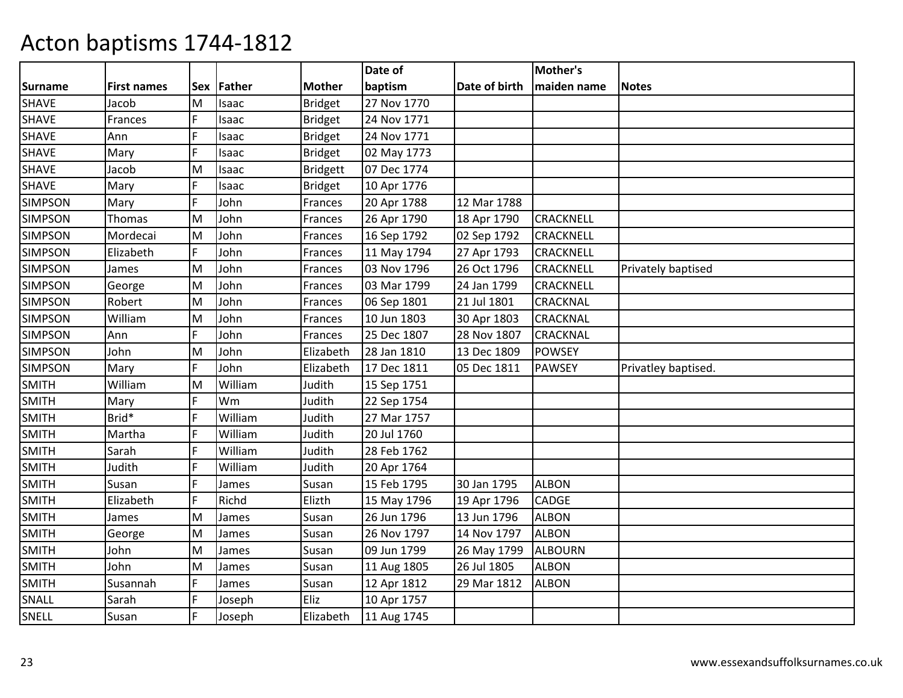# Acton baptisms 1744-1812

| Surname | First names | Sex | Father | Mother | Date of baptism | Date of birth | Mother's maiden name | Notes |
|---|---|---|---|---|---|---|---|---|
| SHAVE | Jacob | M | Isaac | Bridget | 27 Nov 1770 | | | |
| SHAVE | Frances | F | Isaac | Bridget | 24 Nov 1771 | | | |
| SHAVE | Ann | F | Isaac | Bridget | 24 Nov 1771 | | | |
| SHAVE | Mary | F | Isaac | Bridget | 02 May 1773 | | | |
| SHAVE | Jacob | M | Isaac | Bridgett | 07 Dec 1774 | | | |
| SHAVE | Mary | F | Isaac | Bridget | 10 Apr 1776 | | | |
| SIMPSON | Mary | F | John | Frances | 20 Apr 1788 | 12 Mar 1788 | | |
| SIMPSON | Thomas | M | John | Frances | 26 Apr 1790 | 18 Apr 1790 | CRACKNELL | |
| SIMPSON | Mordecai | M | John | Frances | 16 Sep 1792 | 02 Sep 1792 | CRACKNELL | |
| SIMPSON | Elizabeth | F | John | Frances | 11 May 1794 | 27 Apr 1793 | CRACKNELL | |
| SIMPSON | James | M | John | Frances | 03 Nov 1796 | 26 Oct 1796 | CRACKNELL | Privately baptised |
| SIMPSON | George | M | John | Frances | 03 Mar 1799 | 24 Jan 1799 | CRACKNELL | |
| SIMPSON | Robert | M | John | Frances | 06 Sep 1801 | 21 Jul 1801 | CRACKNAL | |
| SIMPSON | William | M | John | Frances | 10 Jun 1803 | 30 Apr 1803 | CRACKNAL | |
| SIMPSON | Ann | F | John | Frances | 25 Dec 1807 | 28 Nov 1807 | CRACKNAL | |
| SIMPSON | John | M | John | Elizabeth | 28 Jan 1810 | 13 Dec 1809 | POWSEY | |
| SIMPSON | Mary | F | John | Elizabeth | 17 Dec 1811 | 05 Dec 1811 | PAWSEY | Privatley baptised. |
| SMITH | William | M | William | Judith | 15 Sep 1751 | | | |
| SMITH | Mary | F | Wm | Judith | 22 Sep 1754 | | | |
| SMITH | Brid* | F | William | Judith | 27 Mar 1757 | | | |
| SMITH | Martha | F | William | Judith | 20 Jul 1760 | | | |
| SMITH | Sarah | F | William | Judith | 28 Feb 1762 | | | |
| SMITH | Judith | F | William | Judith | 20 Apr 1764 | | | |
| SMITH | Susan | F | James | Susan | 15 Feb 1795 | 30 Jan 1795 | ALBON | |
| SMITH | Elizabeth | F | Richd | Elizth | 15 May 1796 | 19 Apr 1796 | CADGE | |
| SMITH | James | M | James | Susan | 26 Jun 1796 | 13 Jun 1796 | ALBON | |
| SMITH | George | M | James | Susan | 26 Nov 1797 | 14 Nov 1797 | ALBON | |
| SMITH | John | M | James | Susan | 09 Jun 1799 | 26 May 1799 | ALBOURN | |
| SMITH | John | M | James | Susan | 11 Aug 1805 | 26 Jul 1805 | ALBON | |
| SMITH | Susannah | F | James | Susan | 12 Apr 1812 | 29 Mar 1812 | ALBON | |
| SNALL | Sarah | F | Joseph | Eliz | 10 Apr 1757 | | | |
| SNELL | Susan | F | Joseph | Elizabeth | 11 Aug 1745 | | | |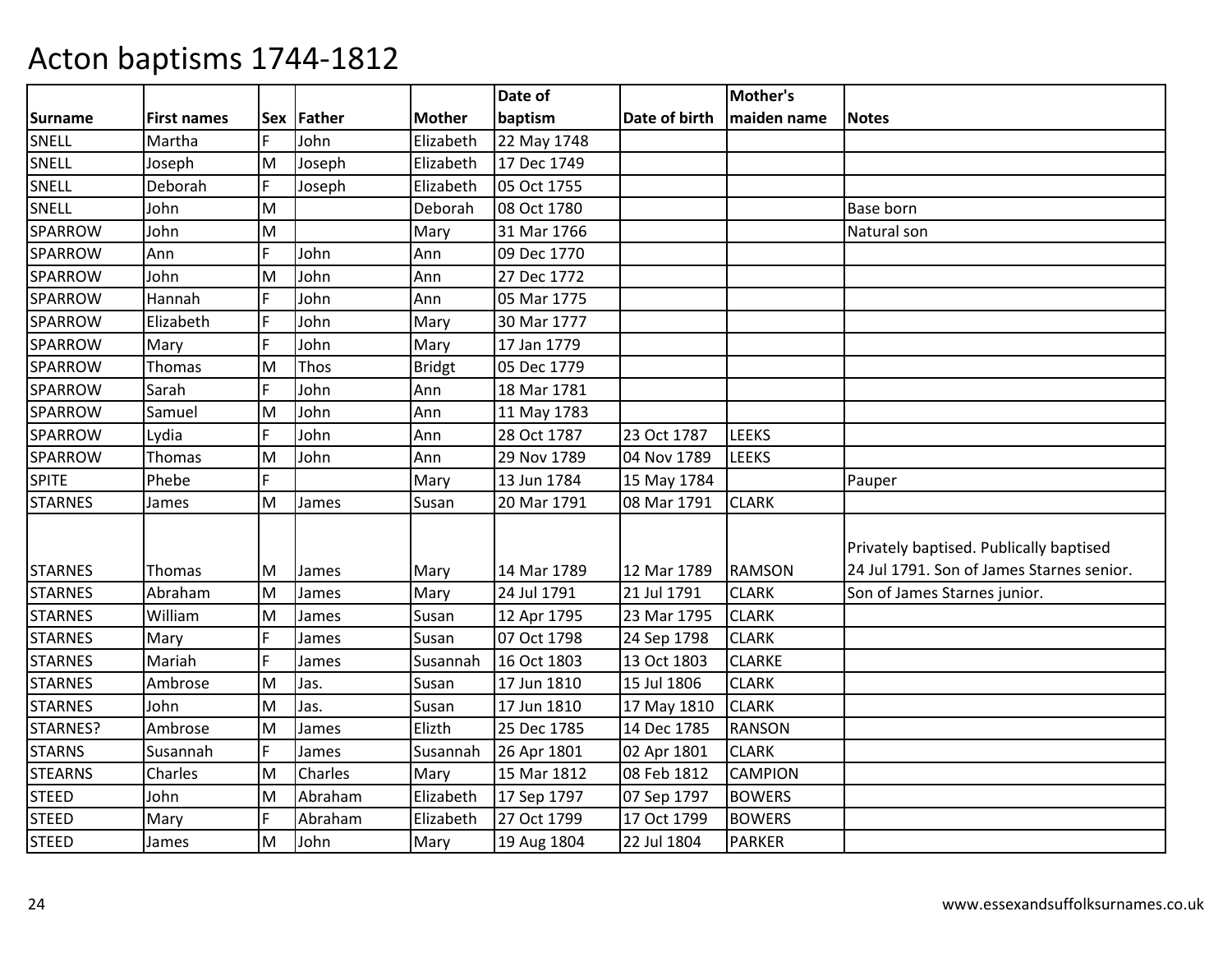# Acton baptisms 1744-1812

| Surname | First names | Sex | Father | Mother | Date of baptism | Date of birth | Mother's maiden name | Notes |
|---|---|---|---|---|---|---|---|---|
| SNELL | Martha | F | John | Elizabeth | 22 May 1748 | | | |
| SNELL | Joseph | M | Joseph | Elizabeth | 17 Dec 1749 | | | |
| SNELL | Deborah | F | Joseph | Elizabeth | 05 Oct 1755 | | | |
| SNELL | John | M | | Deborah | 08 Oct 1780 | | | Base born |
| SPARROW | John | M | | Mary | 31 Mar 1766 | | | Natural son |
| SPARROW | Ann | F | John | Ann | 09 Dec 1770 | | | |
| SPARROW | John | M | John | Ann | 27 Dec 1772 | | | |
| SPARROW | Hannah | F | John | Ann | 05 Mar 1775 | | | |
| SPARROW | Elizabeth | F | John | Mary | 30 Mar 1777 | | | |
| SPARROW | Mary | F | John | Mary | 17 Jan 1779 | | | |
| SPARROW | Thomas | M | Thos | Bridgt | 05 Dec 1779 | | | |
| SPARROW | Sarah | F | John | Ann | 18 Mar 1781 | | | |
| SPARROW | Samuel | M | John | Ann | 11 May 1783 | | | |
| SPARROW | Lydia | F | John | Ann | 28 Oct 1787 | 23 Oct 1787 | LEEKS | |
| SPARROW | Thomas | M | John | Ann | 29 Nov 1789 | 04 Nov 1789 | LEEKS | |
| SPITE | Phebe | F | | Mary | 13 Jun 1784 | 15 May 1784 | | Pauper |
| STARNES | James | M | James | Susan | 20 Mar 1791 | 08 Mar 1791 | CLARK | |
| STARNES | Thomas | M | James | Mary | 14 Mar 1789 | 12 Mar 1789 | RAMSON | Privately baptised. Publically baptised 24 Jul 1791. Son of James Starnes senior. |
| STARNES | Abraham | M | James | Mary | 24 Jul 1791 | 21 Jul 1791 | CLARK | Son of James Starnes junior. |
| STARNES | William | M | James | Susan | 12 Apr 1795 | 23 Mar 1795 | CLARK | |
| STARNES | Mary | F | James | Susan | 07 Oct 1798 | 24 Sep 1798 | CLARK | |
| STARNES | Mariah | F | James | Susannah | 16 Oct 1803 | 13 Oct 1803 | CLARKE | |
| STARNES | Ambrose | M | Jas. | Susan | 17 Jun 1810 | 15 Jul 1806 | CLARK | |
| STARNES | John | M | Jas. | Susan | 17 Jun 1810 | 17 May 1810 | CLARK | |
| STARNES? | Ambrose | M | James | Elizth | 25 Dec 1785 | 14 Dec 1785 | RANSON | |
| STARNS | Susannah | F | James | Susannah | 26 Apr 1801 | 02 Apr 1801 | CLARK | |
| STEARNS | Charles | M | Charles | Mary | 15 Mar 1812 | 08 Feb 1812 | CAMPION | |
| STEED | John | M | Abraham | Elizabeth | 17 Sep 1797 | 07 Sep 1797 | BOWERS | |
| STEED | Mary | F | Abraham | Elizabeth | 27 Oct 1799 | 17 Oct 1799 | BOWERS | |
| STEED | James | M | John | Mary | 19 Aug 1804 | 22 Jul 1804 | PARKER | |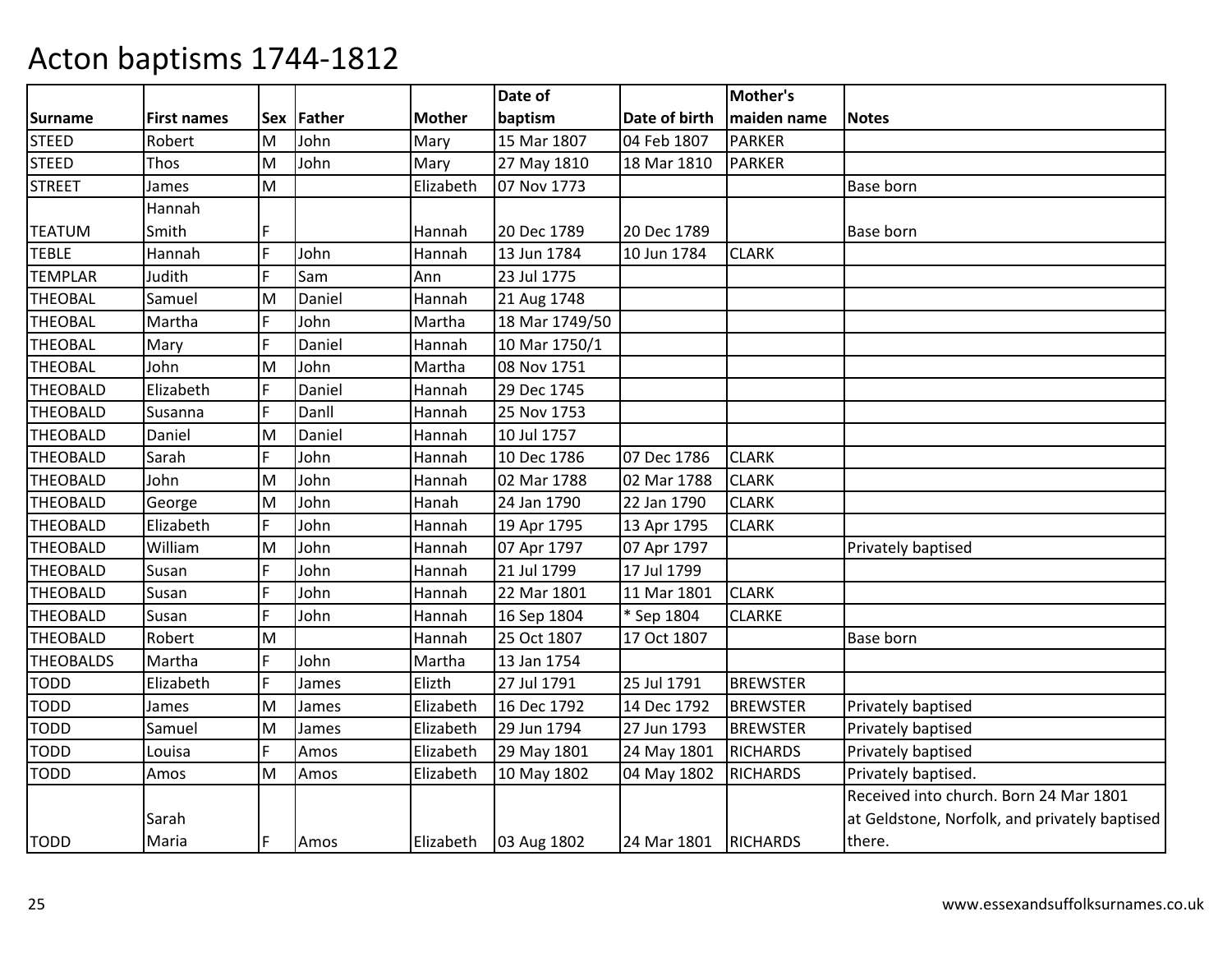# Acton baptisms 1744-1812

| Surname | First names | Sex | Father | Mother | Date of baptism | Date of birth | Mother's maiden name | Notes |
|---|---|---|---|---|---|---|---|---|
| STEED | Robert | M | John | Mary | 15 Mar 1807 | 04 Feb 1807 | PARKER | |
| STEED | Thos | M | John | Mary | 27 May 1810 | 18 Mar 1810 | PARKER | |
| STREET | James | M | | Elizabeth | 07 Nov 1773 | | | Base born |
| TEATUM | Hannah Smith | F | | Hannah | 20 Dec 1789 | 20 Dec 1789 | | Base born |
| TEBLE | Hannah | F | John | Hannah | 13 Jun 1784 | 10 Jun 1784 | CLARK | |
| TEMPLAR | Judith | F | Sam | Ann | 23 Jul 1775 | | | |
| THEOBAL | Samuel | M | Daniel | Hannah | 21 Aug 1748 | | | |
| THEOBAL | Martha | F | John | Martha | 18 Mar 1749/50 | | | |
| THEOBAL | Mary | F | Daniel | Hannah | 10 Mar 1750/1 | | | |
| THEOBAL | John | M | John | Martha | 08 Nov 1751 | | | |
| THEOBALD | Elizabeth | F | Daniel | Hannah | 29 Dec 1745 | | | |
| THEOBALD | Susanna | F | Danll | Hannah | 25 Nov 1753 | | | |
| THEOBALD | Daniel | M | Daniel | Hannah | 10 Jul 1757 | | | |
| THEOBALD | Sarah | F | John | Hannah | 10 Dec 1786 | 07 Dec 1786 | CLARK | |
| THEOBALD | John | M | John | Hannah | 02 Mar 1788 | 02 Mar 1788 | CLARK | |
| THEOBALD | George | M | John | Hanah | 24 Jan 1790 | 22 Jan 1790 | CLARK | |
| THEOBALD | Elizabeth | F | John | Hannah | 19 Apr 1795 | 13 Apr 1795 | CLARK | |
| THEOBALD | William | M | John | Hannah | 07 Apr 1797 | 07 Apr 1797 | | Privately baptised |
| THEOBALD | Susan | F | John | Hannah | 21 Jul 1799 | 17 Jul 1799 | | |
| THEOBALD | Susan | F | John | Hannah | 22 Mar 1801 | 11 Mar 1801 | CLARK | |
| THEOBALD | Susan | F | John | Hannah | 16 Sep 1804 | * Sep 1804 | CLARKE | |
| THEOBALD | Robert | M | | Hannah | 25 Oct 1807 | 17 Oct 1807 | | Base born |
| THEOBALDS | Martha | F | John | Martha | 13 Jan 1754 | | | |
| TODD | Elizabeth | F | James | Elizth | 27 Jul 1791 | 25 Jul 1791 | BREWSTER | |
| TODD | James | M | James | Elizabeth | 16 Dec 1792 | 14 Dec 1792 | BREWSTER | Privately baptised |
| TODD | Samuel | M | James | Elizabeth | 29 Jun 1794 | 27 Jun 1793 | BREWSTER | Privately baptised |
| TODD | Louisa | F | Amos | Elizabeth | 29 May 1801 | 24 May 1801 | RICHARDS | Privately baptised |
| TODD | Amos | M | Amos | Elizabeth | 10 May 1802 | 04 May 1802 | RICHARDS | Privately baptised. |
| TODD | Sarah Maria | F | Amos | Elizabeth | 03 Aug 1802 | 24 Mar 1801 | RICHARDS | Received into church. Born 24 Mar 1801 at Geldstone, Norfolk, and privately baptised there. |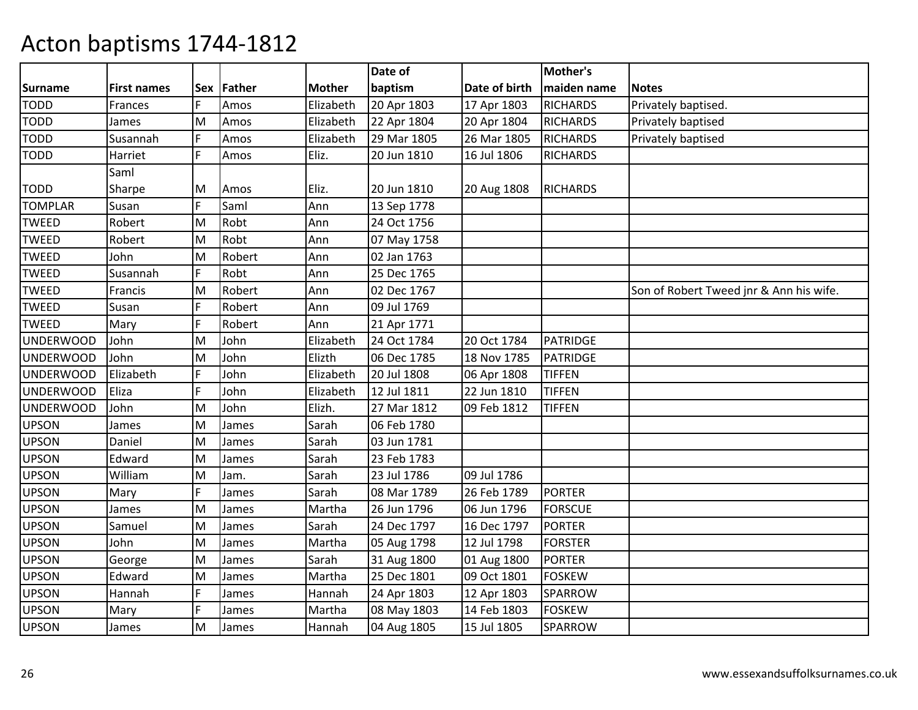# Acton baptisms 1744-1812

| Surname | First names | Sex | Father | Mother | Date of baptism | Date of birth | Mother's maiden name | Notes |
|---|---|---|---|---|---|---|---|---|
| TODD | Frances | F | Amos | Elizabeth | 20 Apr 1803 | 17 Apr 1803 | RICHARDS | Privately baptised. |
| TODD | James | M | Amos | Elizabeth | 22 Apr 1804 | 20 Apr 1804 | RICHARDS | Privately baptised |
| TODD | Susannah | F | Amos | Elizabeth | 29 Mar 1805 | 26 Mar 1805 | RICHARDS | Privately baptised |
| TODD | Harriet | F | Amos | Eliz. | 20 Jun 1810 | 16 Jul 1806 | RICHARDS | |
| TODD | Saml Sharpe | M | Amos | Eliz. | 20 Jun 1810 | 20 Aug 1808 | RICHARDS | |
| TOMPLAR | Susan | F | Saml | Ann | 13 Sep 1778 | | | |
| TWEED | Robert | M | Robt | Ann | 24 Oct 1756 | | | |
| TWEED | Robert | M | Robt | Ann | 07 May 1758 | | | |
| TWEED | John | M | Robert | Ann | 02 Jan 1763 | | | |
| TWEED | Susannah | F | Robt | Ann | 25 Dec 1765 | | | |
| TWEED | Francis | M | Robert | Ann | 02 Dec 1767 | | | Son of Robert Tweed jnr & Ann his wife. |
| TWEED | Susan | F | Robert | Ann | 09 Jul 1769 | | | |
| TWEED | Mary | F | Robert | Ann | 21 Apr 1771 | | | |
| UNDERWOOD | John | M | John | Elizabeth | 24 Oct 1784 | 20 Oct 1784 | PATRIDGE | |
| UNDERWOOD | John | M | John | Elizth | 06 Dec 1785 | 18 Nov 1785 | PATRIDGE | |
| UNDERWOOD | Elizabeth | F | John | Elizabeth | 20 Jul 1808 | 06 Apr 1808 | TIFFEN | |
| UNDERWOOD | Eliza | F | John | Elizabeth | 12 Jul 1811 | 22 Jun 1810 | TIFFEN | |
| UNDERWOOD | John | M | John | Elizh. | 27 Mar 1812 | 09 Feb 1812 | TIFFEN | |
| UPSON | James | M | James | Sarah | 06 Feb 1780 | | | |
| UPSON | Daniel | M | James | Sarah | 03 Jun 1781 | | | |
| UPSON | Edward | M | James | Sarah | 23 Feb 1783 | | | |
| UPSON | William | M | Jam. | Sarah | 23 Jul 1786 | 09 Jul 1786 | | |
| UPSON | Mary | F | James | Sarah | 08 Mar 1789 | 26 Feb 1789 | PORTER | |
| UPSON | James | M | James | Martha | 26 Jun 1796 | 06 Jun 1796 | FORSCUE | |
| UPSON | Samuel | M | James | Sarah | 24 Dec 1797 | 16 Dec 1797 | PORTER | |
| UPSON | John | M | James | Martha | 05 Aug 1798 | 12 Jul 1798 | FORSTER | |
| UPSON | George | M | James | Sarah | 31 Aug 1800 | 01 Aug 1800 | PORTER | |
| UPSON | Edward | M | James | Martha | 25 Dec 1801 | 09 Oct 1801 | FOSKEW | |
| UPSON | Hannah | F | James | Hannah | 24 Apr 1803 | 12 Apr 1803 | SPARROW | |
| UPSON | Mary | F | James | Martha | 08 May 1803 | 14 Feb 1803 | FOSKEW | |
| UPSON | James | M | James | Hannah | 04 Aug 1805 | 15 Jul 1805 | SPARROW | |

www.essexandsuffolksurnames.co.uk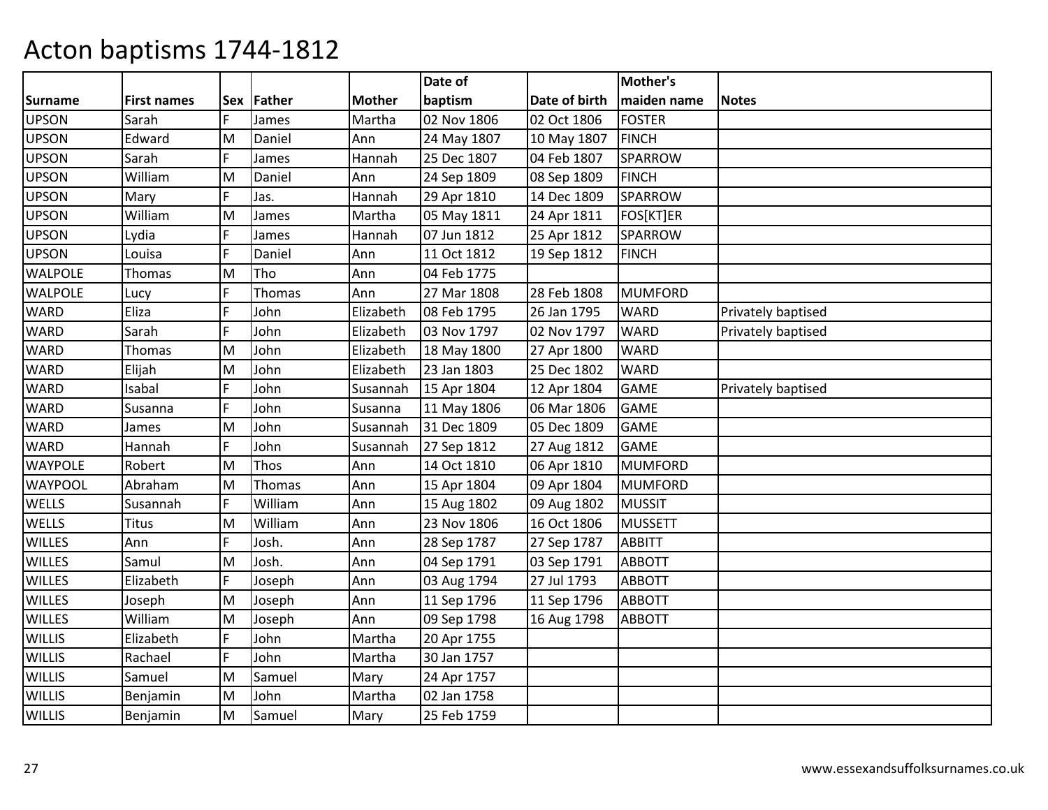# Acton baptisms 1744-1812

| Surname | First names | Sex | Father | Mother | Date of baptism | Date of birth | Mother's maiden name | Notes |
|---|---|---|---|---|---|---|---|---|
| UPSON | Sarah | F | James | Martha | 02 Nov 1806 | 02 Oct 1806 | FOSTER | |
| UPSON | Edward | M | Daniel | Ann | 24 May 1807 | 10 May 1807 | FINCH | |
| UPSON | Sarah | F | James | Hannah | 25 Dec 1807 | 04 Feb 1807 | SPARROW | |
| UPSON | William | M | Daniel | Ann | 24 Sep 1809 | 08 Sep 1809 | FINCH | |
| UPSON | Mary | F | Jas. | Hannah | 29 Apr 1810 | 14 Dec 1809 | SPARROW | |
| UPSON | William | M | James | Martha | 05 May 1811 | 24 Apr 1811 | FOS[KT]ER | |
| UPSON | Lydia | F | James | Hannah | 07 Jun 1812 | 25 Apr 1812 | SPARROW | |
| UPSON | Louisa | F | Daniel | Ann | 11 Oct 1812 | 19 Sep 1812 | FINCH | |
| WALPOLE | Thomas | M | Tho | Ann | 04 Feb 1775 | | | |
| WALPOLE | Lucy | F | Thomas | Ann | 27 Mar 1808 | 28 Feb 1808 | MUMFORD | |
| WARD | Eliza | F | John | Elizabeth | 08 Feb 1795 | 26 Jan 1795 | WARD | Privately baptised |
| WARD | Sarah | F | John | Elizabeth | 03 Nov 1797 | 02 Nov 1797 | WARD | Privately baptised |
| WARD | Thomas | M | John | Elizabeth | 18 May 1800 | 27 Apr 1800 | WARD | |
| WARD | Elijah | M | John | Elizabeth | 23 Jan 1803 | 25 Dec 1802 | WARD | |
| WARD | Isabal | F | John | Susannah | 15 Apr 1804 | 12 Apr 1804 | GAME | Privately baptised |
| WARD | Susanna | F | John | Susanna | 11 May 1806 | 06 Mar 1806 | GAME | |
| WARD | James | M | John | Susannah | 31 Dec 1809 | 05 Dec 1809 | GAME | |
| WARD | Hannah | F | John | Susannah | 27 Sep 1812 | 27 Aug 1812 | GAME | |
| WAYPOLE | Robert | M | Thos | Ann | 14 Oct 1810 | 06 Apr 1810 | MUMFORD | |
| WAYPOOL | Abraham | M | Thomas | Ann | 15 Apr 1804 | 09 Apr 1804 | MUMFORD | |
| WELLS | Susannah | F | William | Ann | 15 Aug 1802 | 09 Aug 1802 | MUSSIT | |
| WELLS | Titus | M | William | Ann | 23 Nov 1806 | 16 Oct 1806 | MUSSETT | |
| WILLES | Ann | F | Josh. | Ann | 28 Sep 1787 | 27 Sep 1787 | ABBITT | |
| WILLES | Samul | M | Josh. | Ann | 04 Sep 1791 | 03 Sep 1791 | ABBOTT | |
| WILLES | Elizabeth | F | Joseph | Ann | 03 Aug 1794 | 27 Jul 1793 | ABBOTT | |
| WILLES | Joseph | M | Joseph | Ann | 11 Sep 1796 | 11 Sep 1796 | ABBOTT | |
| WILLES | William | M | Joseph | Ann | 09 Sep 1798 | 16 Aug 1798 | ABBOTT | |
| WILLIS | Elizabeth | F | John | Martha | 20 Apr 1755 | | | |
| WILLIS | Rachael | F | John | Martha | 30 Jan 1757 | | | |
| WILLIS | Samuel | M | Samuel | Mary | 24 Apr 1757 | | | |
| WILLIS | Benjamin | M | John | Martha | 02 Jan 1758 | | | |
| WILLIS | Benjamin | M | Samuel | Mary | 25 Feb 1759 | | | |

www.essexandsuffolksurnames.co.uk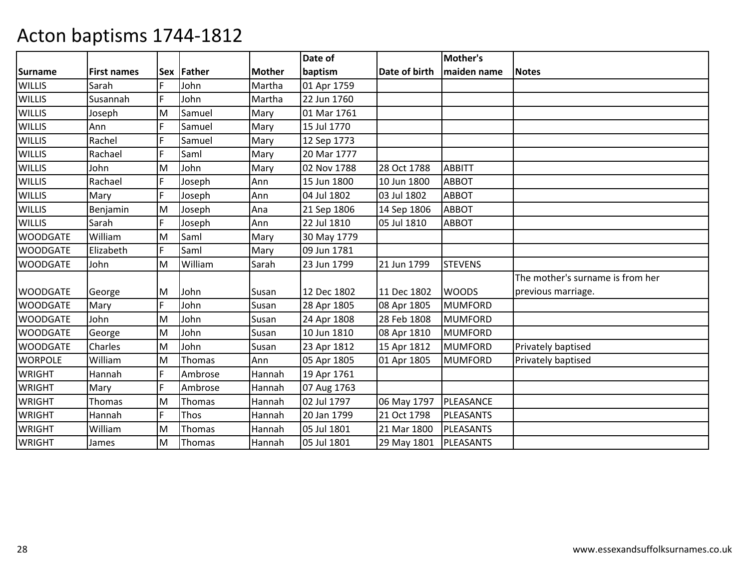# Acton baptisms 1744-1812

| Surname | First names | Sex | Father | Mother | Date of baptism | Date of birth | Mother's maiden name | Notes |
|---|---|---|---|---|---|---|---|---|
| WILLIS | Sarah | F | John | Martha | 01 Apr 1759 | | | |
| WILLIS | Susannah | F | John | Martha | 22 Jun 1760 | | | |
| WILLIS | Joseph | M | Samuel | Mary | 01 Mar 1761 | | | |
| WILLIS | Ann | F | Samuel | Mary | 15 Jul 1770 | | | |
| WILLIS | Rachel | F | Samuel | Mary | 12 Sep 1773 | | | |
| WILLIS | Rachael | F | Saml | Mary | 20 Mar 1777 | | | |
| WILLIS | John | M | John | Mary | 02 Nov 1788 | 28 Oct 1788 | ABBITT | |
| WILLIS | Rachael | F | Joseph | Ann | 15 Jun 1800 | 10 Jun 1800 | ABBOT | |
| WILLIS | Mary | F | Joseph | Ann | 04 Jul 1802 | 03 Jul 1802 | ABBOT | |
| WILLIS | Benjamin | M | Joseph | Ana | 21 Sep 1806 | 14 Sep 1806 | ABBOT | |
| WILLIS | Sarah | F | Joseph | Ann | 22 Jul 1810 | 05 Jul 1810 | ABBOT | |
| WOODGATE | William | M | Saml | Mary | 30 May 1779 | | | |
| WOODGATE | Elizabeth | F | Saml | Mary | 09 Jun 1781 | | | |
| WOODGATE | John | M | William | Sarah | 23 Jun 1799 | 21 Jun 1799 | STEVENS | |
| WOODGATE | George | M | John | Susan | 12 Dec 1802 | 11 Dec 1802 | WOODS | The mother's surname is from her previous marriage. |
| WOODGATE | Mary | F | John | Susan | 28 Apr 1805 | 08 Apr 1805 | MUMFORD | |
| WOODGATE | John | M | John | Susan | 24 Apr 1808 | 28 Feb 1808 | MUMFORD | |
| WOODGATE | George | M | John | Susan | 10 Jun 1810 | 08 Apr 1810 | MUMFORD | |
| WOODGATE | Charles | M | John | Susan | 23 Apr 1812 | 15 Apr 1812 | MUMFORD | Privately baptised |
| WORPOLE | William | M | Thomas | Ann | 05 Apr 1805 | 01 Apr 1805 | MUMFORD | Privately baptised |
| WRIGHT | Hannah | F | Ambrose | Hannah | 19 Apr 1761 | | | |
| WRIGHT | Mary | F | Ambrose | Hannah | 07 Aug 1763 | | | |
| WRIGHT | Thomas | M | Thomas | Hannah | 02 Jul 1797 | 06 May 1797 | PLEASANCE | |
| WRIGHT | Hannah | F | Thos | Hannah | 20 Jan 1799 | 21 Oct 1798 | PLEASANTS | |
| WRIGHT | William | M | Thomas | Hannah | 05 Jul 1801 | 21 Mar 1800 | PLEASANTS | |
| WRIGHT | James | M | Thomas | Hannah | 05 Jul 1801 | 29 May 1801 | PLEASANTS | |

www.essexandsuffolksurnames.co.uk